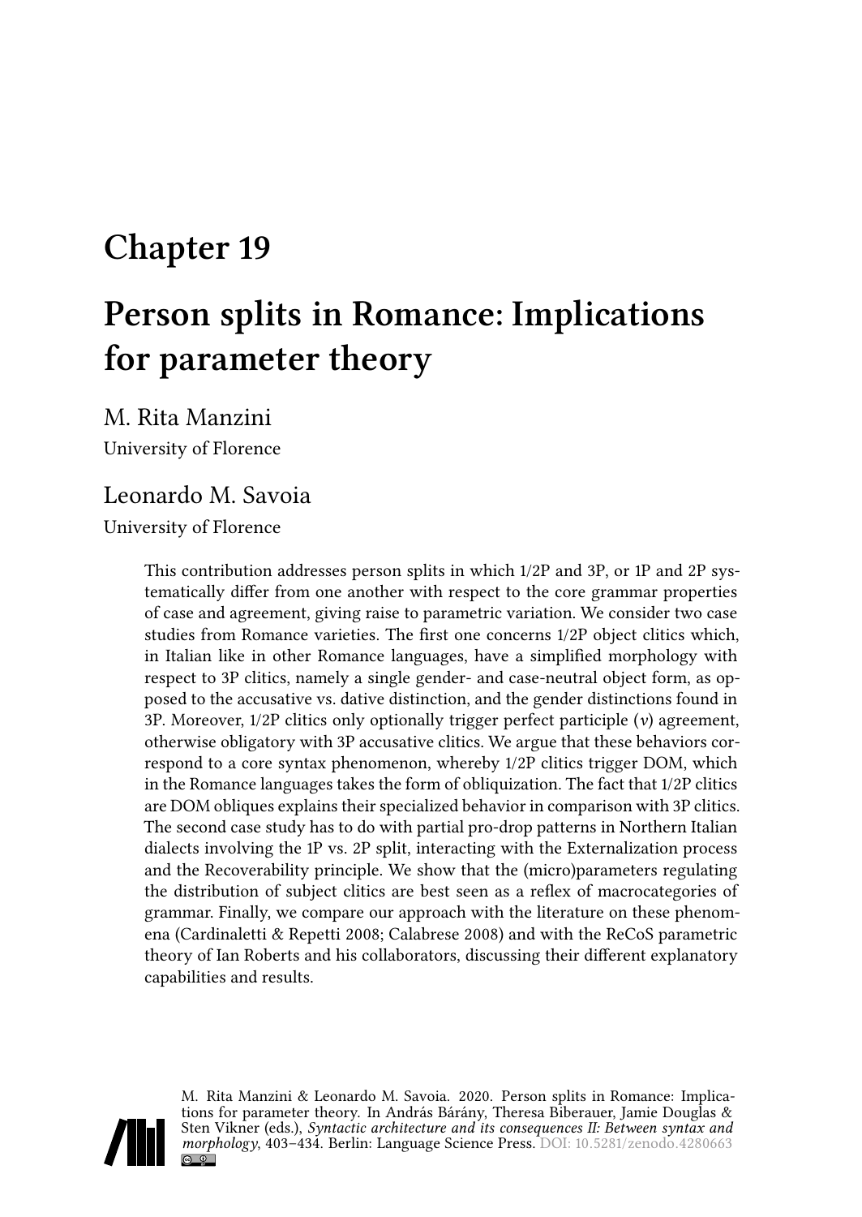# Chapter 19

# Person splits in Romance: Implications for parameter theory

M. Rita Manzini

University of Florence

Leonardo M. Savoia

University of Florence

This contribution addresses person splits in which 1/2P and 3P, or 1P and 2P systematically differ from one another with respect to the core grammar properties of case and agreement, giving raise to parametric variation. We consider two case studies from Romance varieties. The first one concerns 1/2P object clitics which, in Italian like in other Romance languages, have a simplified morphology with respect to 3P clitics, namely a single gender- and case-neutral object form, as opposed to the accusative vs. dative distinction, and the gender distinctions found in 3P. Moreover, 1/2P clitics only optionally trigger perfect participle (*v*) agreement, otherwise obligatory with 3P accusative clitics. We argue that these behaviors correspond to a core syntax phenomenon, whereby 1/2P clitics trigger DOM, which in the Romance languages takes the form of obliquization. The fact that 1/2P clitics are DOM obliques explains their specialized behavior in comparison with 3P clitics. The second case study has to do with partial pro-drop patterns in Northern Italian dialects involving the 1P vs. 2P split, interacting with the Externalization process and the Recoverability principle. We show that the (micro)parameters regulating the distribution of subject clitics are best seen as a reflex of macrocategories of grammar. Finally, we compare our approach with the literature on these phenomena (Cardinaletti & Repetti 2008; Calabrese 2008) and with the ReCoS parametric theory of Ian Roberts and his collaborators, discussing their different explanatory capabilities and results.

M. Rita Manzini & Leonardo M. Savoia. 2020. Person splits in Romance: Implications for parameter theory. In András Bárány, Theresa Biberauer, Jamie Douglas & Sten Vikner (eds.), *Syntactic architecture and its consequences II: Between syntax and morphology*, 403–434. Berlin: Language Science Press. DOI: 10.5281/zenodo.4280663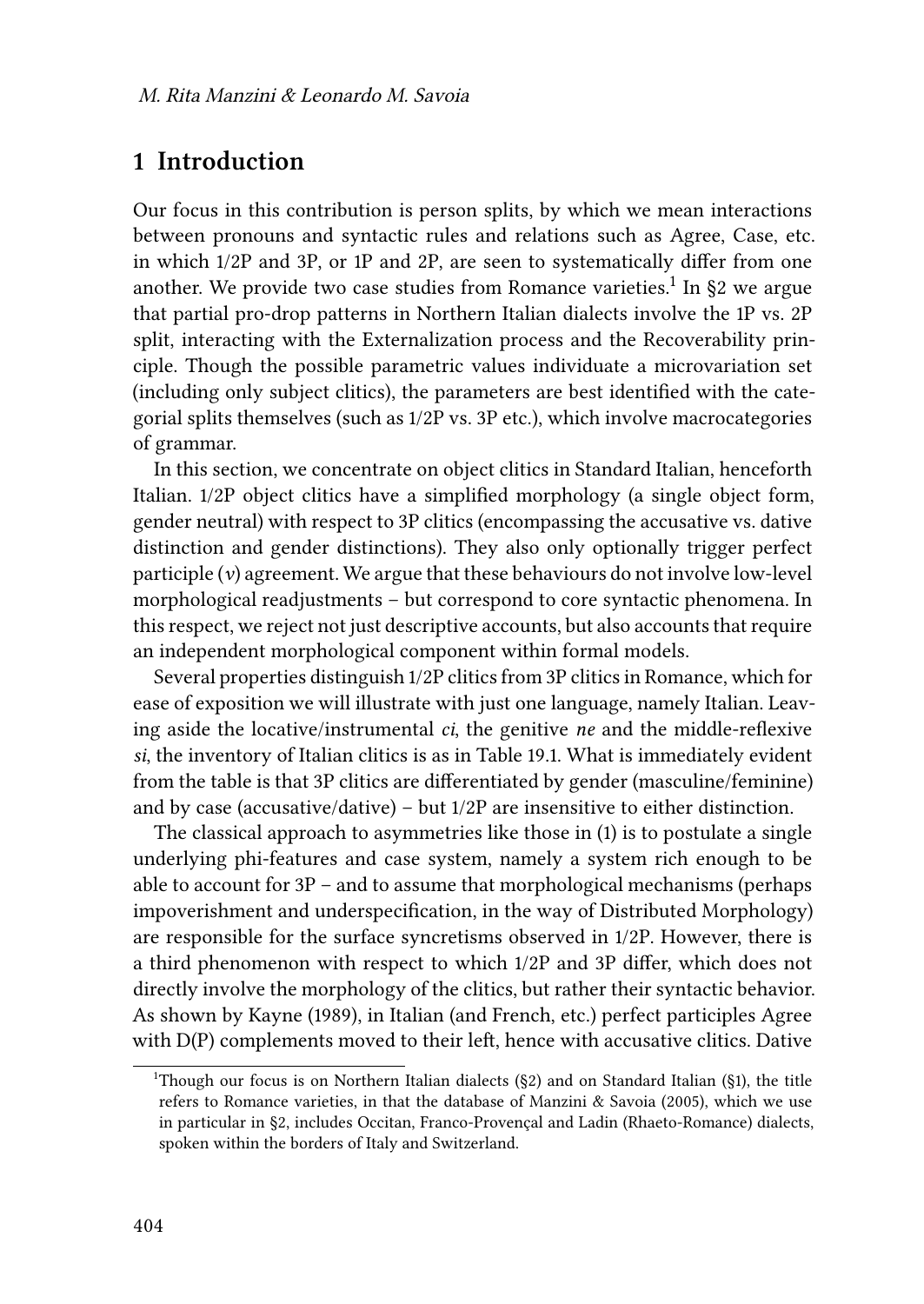# 1 Introduction

Our focus in this contribution is person splits, by which we mean interactions between pronouns and syntactic rules and relations such as Agree, Case, etc. in which 1/2P and 3P, or 1P and 2P, are seen to systematically differ from one another. We provide two case studies from Romance varieties.[1] In §2 we argue that partial pro-drop patterns in Northern Italian dialects involve the 1P vs. 2P split, interacting with the Externalization process and the Recoverability principle. Though the possible parametric values individuate a microvariation set (including only subject clitics), the parameters are best identified with the categorial splits themselves (such as 1/2P vs. 3P etc.), which involve macrocategories of grammar.

In this section, we concentrate on object clitics in Standard Italian, henceforth Italian. 1/2P object clitics have a simplified morphology (a single object form, gender neutral) with respect to 3P clitics (encompassing the accusative vs. dative distinction and gender distinctions). They also only optionally trigger perfect participle (*v*) agreement. We argue that these behaviours do not involve low-level morphological readjustments – but correspond to core syntactic phenomena. In this respect, we reject not just descriptive accounts, but also accounts that require an independent morphological component within formal models.

Several properties distinguish 1/2P clitics from 3P clitics in Romance, which for ease of exposition we will illustrate with just one language, namely Italian. Leaving aside the locative/instrumental *ci*, the genitive *ne* and the middle-reflexive *si*, the inventory of Italian clitics is as in Table 19.1. What is immediately evident from the table is that 3P clitics are differentiated by gender (masculine/feminine) and by case (accusative/dative) – but 1/2P are insensitive to either distinction.

The classical approach to asymmetries like those in (1) is to postulate a single underlying phi-features and case system, namely a system rich enough to be able to account for 3P – and to assume that morphological mechanisms (perhaps impoverishment and underspecification, in the way of Distributed Morphology) are responsible for the surface syncretisms observed in 1/2P. However, there is a third phenomenon with respect to which 1/2P and 3P differ, which does not directly involve the morphology of the clitics, but rather their syntactic behavior. As shown by Kayne (1989), in Italian (and French, etc.) perfect participles Agree with D(P) complements moved to their left, hence with accusative clitics. Dative

[1] Though our focus is on Northern Italian dialects (§2) and on Standard Italian (§1), the title refers to Romance varieties, in that the database of Manzini & Savoia (2005), which we use in particular in §2, includes Occitan, Franco-Provençal and Ladin (Rhaeto-Romance) dialects, spoken within the borders of Italy and Switzerland.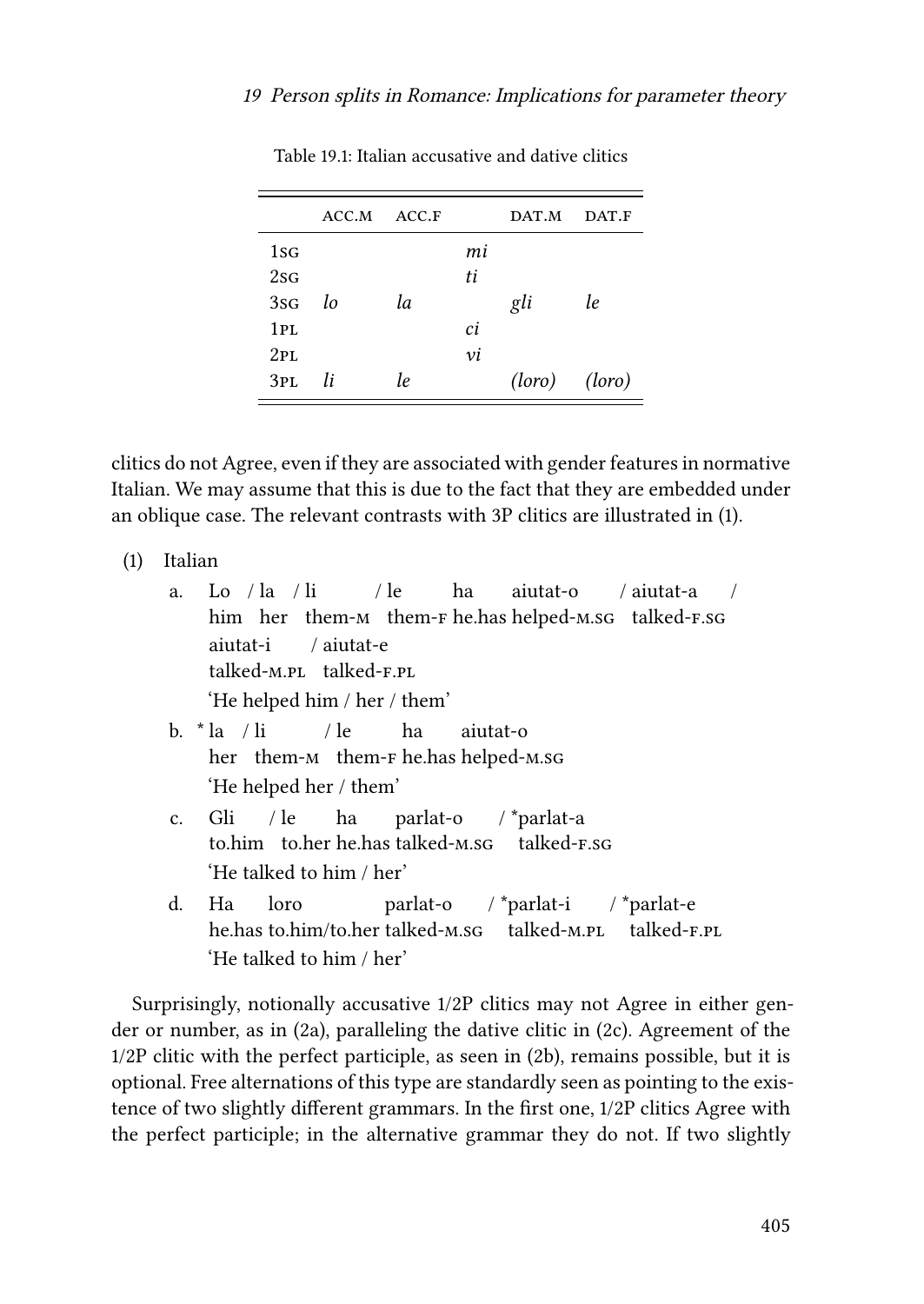Table 19.1: Italian accusative and dative clitics

| | ACC.M | ACC.F | | DAT.M | DAT.F |
|---|---|---|---|---|---|
| 1SG | | | *mi* | | |
| 2SG | | | *ti* | | |
| 3SG | *lo* | *la* | | *gli* | *le* |
| 1PL | | | *ci* | | |
| 2PL | | | *vi* | | |
| 3PL | *li* | *le* | | *(loro)* | *(loro)* |

clitics do not Agree, even if they are associated with gender features in normative Italian. We may assume that this is due to the fact that they are embedded under an oblique case. The relevant contrasts with 3P clitics are illustrated in (1).

(1) Italian

a. Lo / la / li / le ha aiutat-o / aiutat-a / aiutat-i / aiutat-e
   him her them-M them-F he.has helped-M.SG talked-F.SG talked-M.PL talked-F.PL
   'He helped him / her / them'

b. * la / li / le ha aiutat-o
   her them-M them-F he.has helped-M.SG
   'He helped her / them'

c. Gli / le ha parlat-o / *parlat-a
   to.him to.her he.has talked-M.SG talked-F.SG
   'He talked to him / her'

d. Ha loro parlat-o / *parlat-i / *parlat-e
   he.has to.him/to.her talked-M.SG talked-M.PL talked-F.PL
   'He talked to him / her'

Surprisingly, notionally accusative 1/2P clitics may not Agree in either gender or number, as in (2a), paralleling the dative clitic in (2c). Agreement of the 1/2P clitic with the perfect participle, as seen in (2b), remains possible, but it is optional. Free alternations of this type are standardly seen as pointing to the existence of two slightly different grammars. In the first one, 1/2P clitics Agree with the perfect participle; in the alternative grammar they do not. If two slightly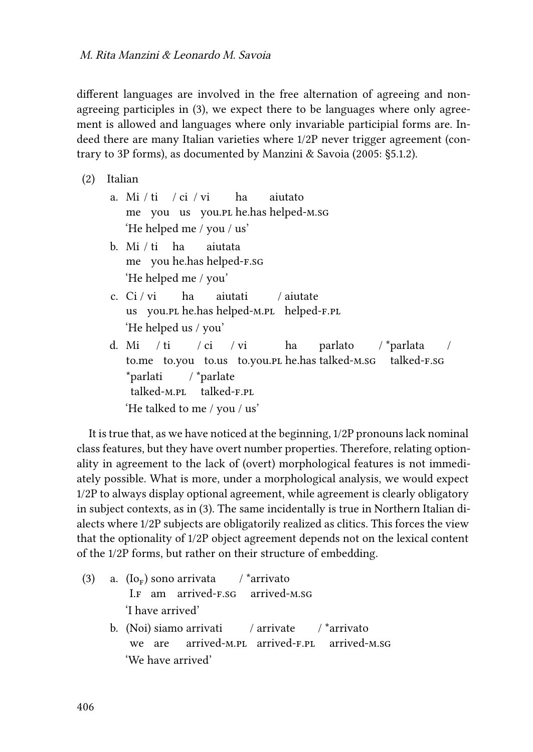different languages are involved in the free alternation of agreeing and non-agreeing participles in (3), we expect there to be languages where only agreement is allowed and languages where only invariable participial forms are. Indeed there are many Italian varieties where 1/2P never trigger agreement (contrary to 3P forms), as documented by Manzini & Savoia (2005: §5.1.2).

(2) Italian

a. Mi / ti / ci / vi ha aiutato
   me you us you.PL he.has helped-M.SG
   'He helped me / you / us'

b. Mi / ti ha aiutata
   me you he.has helped-F.SG
   'He helped me / you'

c. Ci / vi ha aiutati / aiutate
   us you.PL he.has helped-M.PL helped-F.PL
   'He helped us / you'

d. Mi / ti / ci / vi ha parlato / *parlata / *parlati / *parlate
   to.me to.you to.us to.you.PL he.has talked-M.SG talked-F.SG talked-M.PL talked-F.PL
   'He talked to me / you / us'

It is true that, as we have noticed at the beginning, 1/2P pronouns lack nominal class features, but they have overt number properties. Therefore, relating optionality in agreement to the lack of (overt) morphological features is not immediately possible. What is more, under a morphological analysis, we would expect 1/2P to always display optional agreement, while agreement is clearly obligatory in subject contexts, as in (3). The same incidentally is true in Northern Italian dialects where 1/2P subjects are obligatorily realized as clitics. This forces the view that the optionality of 1/2P object agreement depends not on the lexical content of the 1/2P forms, but rather on their structure of embedding.

(3) a. ($Io_F$) sono arrivata / *arrivato
   I.F am arrived-F.SG arrived-M.SG
   'I have arrived'

b. (Noi) siamo arrivati / arrivate / *arrivato
   we are arrived-M.PL arrived-F.PL arrived-M.SG
   'We have arrived'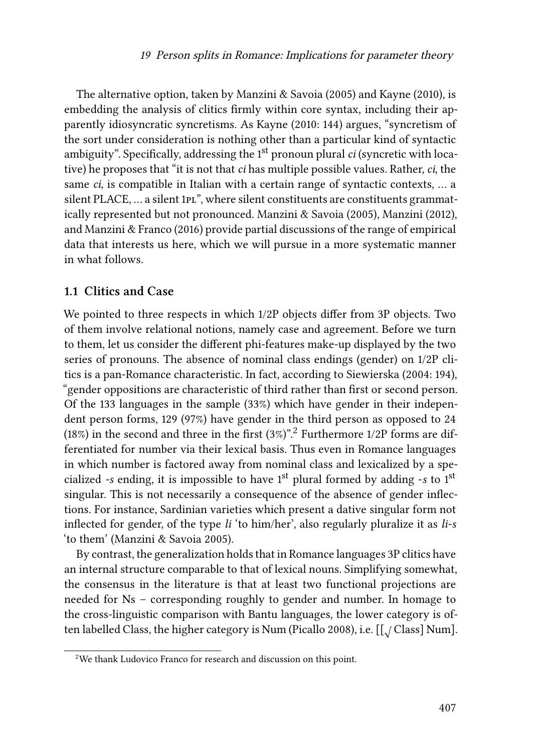The alternative option, taken by Manzini & Savoia (2005) and Kayne (2010), is embedding the analysis of clitics firmly within core syntax, including their apparently idiosyncratic syncretisms. As Kayne (2010: 144) argues, "syncretism of the sort under consideration is nothing other than a particular kind of syntactic ambiguity". Specifically, addressing the 1st pronoun plural *ci* (syncretic with locative) he proposes that "it is not that *ci* has multiple possible values. Rather, *ci*, the same *ci*, is compatible in Italian with a certain range of syntactic contexts, … a silent PLACE, … a silent 1PL", where silent constituents are constituents grammatically represented but not pronounced. Manzini & Savoia (2005), Manzini (2012), and Manzini & Franco (2016) provide partial discussions of the range of empirical data that interests us here, which we will pursue in a more systematic manner in what follows.

### 1.1 Clitics and Case

We pointed to three respects in which 1/2P objects differ from 3P objects. Two of them involve relational notions, namely case and agreement. Before we turn to them, let us consider the different phi-features make-up displayed by the two series of pronouns. The absence of nominal class endings (gender) on 1/2P clitics is a pan-Romance characteristic. In fact, according to Siewierska (2004: 194), "gender oppositions are characteristic of third rather than first or second person. Of the 133 languages in the sample (33%) which have gender in their independent person forms, 129 (97%) have gender in the third person as opposed to 24 (18%) in the second and three in the first (3%)".[2] Furthermore 1/2P forms are differentiated for number via their lexical basis. Thus even in Romance languages in which number is factored away from nominal class and lexicalized by a specialized *-s* ending, it is impossible to have 1st plural formed by adding *-s* to 1st singular. This is not necessarily a consequence of the absence of gender inflections. For instance, Sardinian varieties which present a dative singular form not inflected for gender, of the type *li* 'to him/her', also regularly pluralize it as *li-s* 'to them' (Manzini & Savoia 2005).

By contrast, the generalization holds that in Romance languages 3P clitics have an internal structure comparable to that of lexical nouns. Simplifying somewhat, the consensus in the literature is that at least two functional projections are needed for Ns – corresponding roughly to gender and number. In homage to the cross-linguistic comparison with Bantu languages, the lower category is often labelled Class, the higher category is Num (Picallo 2008), i.e. $[[\sqrt{}\ \text{Class}]\ \text{Num}]$.

[2] We thank Ludovico Franco for research and discussion on this point.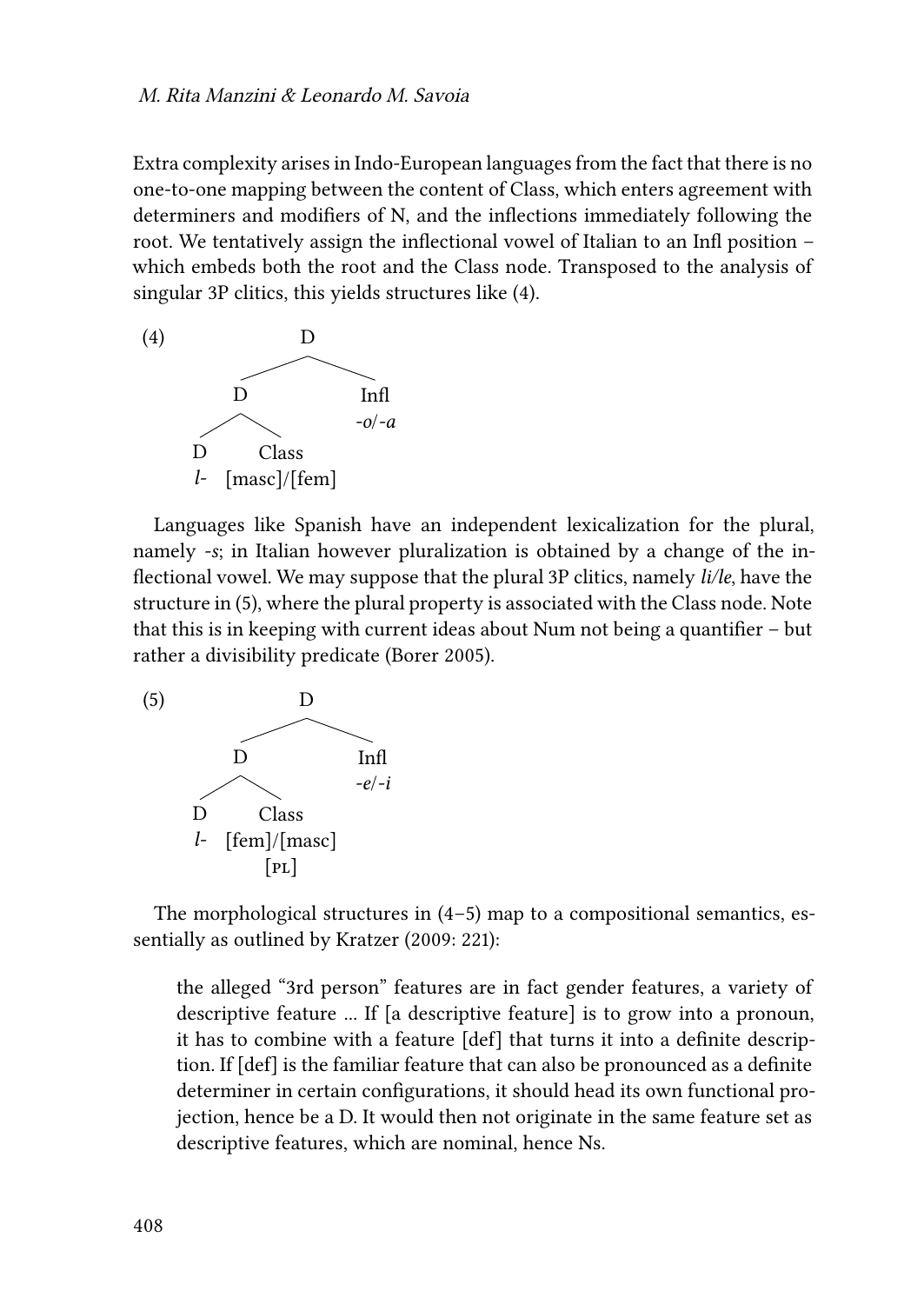Extra complexity arises in Indo-European languages from the fact that there is no one-to-one mapping between the content of Class, which enters agreement with determiners and modifiers of N, and the inflections immediately following the root. We tentatively assign the inflectional vowel of Italian to an Infl position – which embeds both the root and the Class node. Transposed to the analysis of singular 3P clitics, this yields structures like (4).

(4)

```
            D
         /     \
        D       Infl
      /   \     -o/-a
     D     Class
     l-    [masc]/[fem]
```

Languages like Spanish have an independent lexicalization for the plural, namely *-s*; in Italian however pluralization is obtained by a change of the inflectional vowel. We may suppose that the plural 3P clitics, namely *li/le*, have the structure in (5), where the plural property is associated with the Class node. Note that this is in keeping with current ideas about Num not being a quantifier – but rather a divisibility predicate (Borer 2005).

(5)

```
            D
         /     \
        D       Infl
      /   \     -e/-i
     D     Class
     l-    [fem]/[masc]
           [PL]
```

The morphological structures in (4–5) map to a compositional semantics, essentially as outlined by Kratzer (2009: 221):

> the alleged "3rd person" features are in fact gender features, a variety of descriptive feature … If [a descriptive feature] is to grow into a pronoun, it has to combine with a feature [def] that turns it into a definite description. If [def] is the familiar feature that can also be pronounced as a definite determiner in certain configurations, it should head its own functional projection, hence be a D. It would then not originate in the same feature set as descriptive features, which are nominal, hence Ns.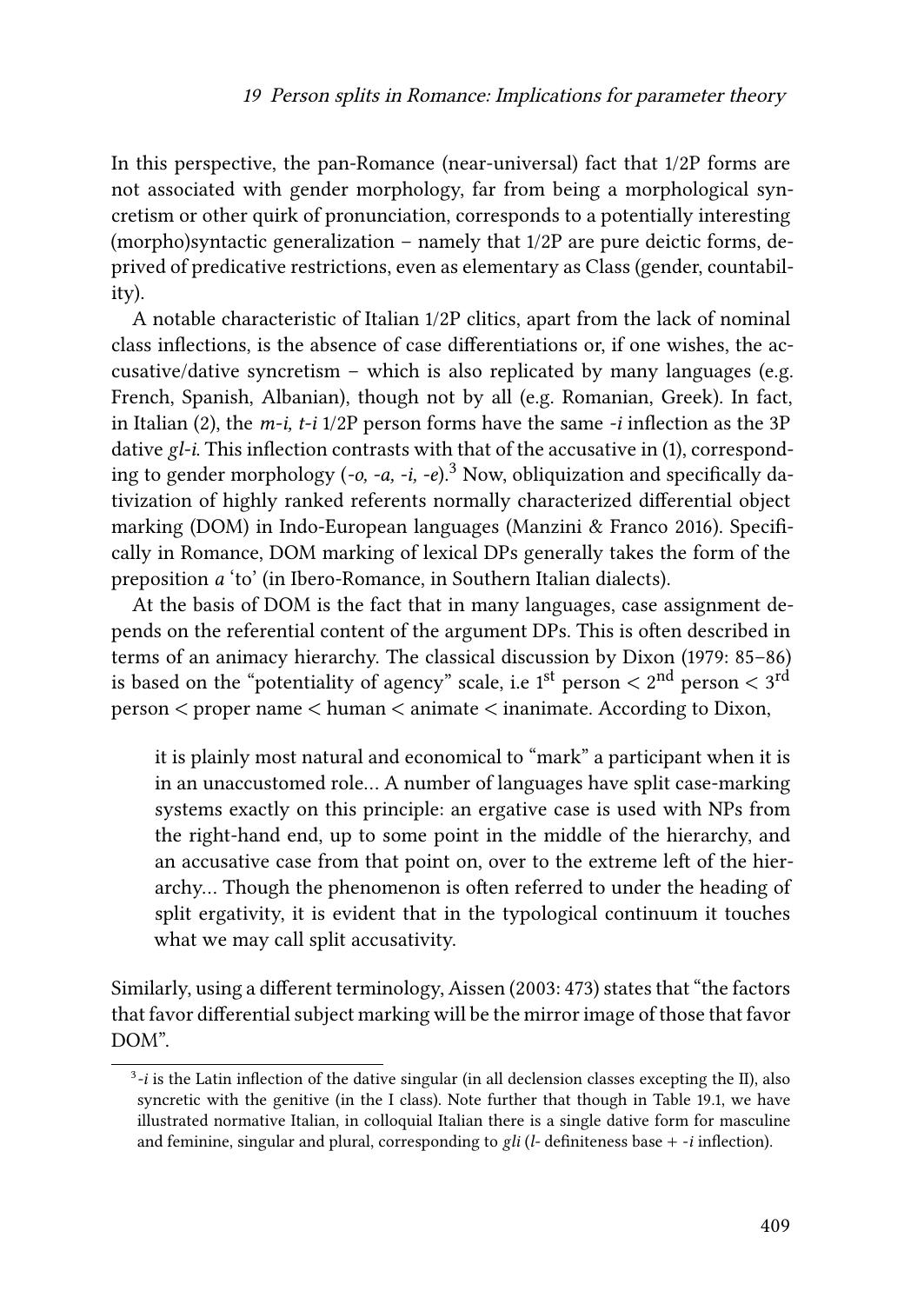In this perspective, the pan-Romance (near-universal) fact that 1/2P forms are not associated with gender morphology, far from being a morphological syncretism or other quirk of pronunciation, corresponds to a potentially interesting (morpho)syntactic generalization – namely that 1/2P are pure deictic forms, deprived of predicative restrictions, even as elementary as Class (gender, countability).

A notable characteristic of Italian 1/2P clitics, apart from the lack of nominal class inflections, is the absence of case differentiations or, if one wishes, the accusative/dative syncretism – which is also replicated by many languages (e.g. French, Spanish, Albanian), though not by all (e.g. Romanian, Greek). In fact, in Italian (2), the *m-i, t-i* 1/2P person forms have the same *-i* inflection as the 3P dative *gl-i*. This inflection contrasts with that of the accusative in (1), corresponding to gender morphology (*-o, -a, -i, -e*).[3] Now, obliquization and specifically dativization of highly ranked referents normally characterized differential object marking (DOM) in Indo-European languages (Manzini & Franco 2016). Specifically in Romance, DOM marking of lexical DPs generally takes the form of the preposition *a* 'to' (in Ibero-Romance, in Southern Italian dialects).

At the basis of DOM is the fact that in many languages, case assignment depends on the referential content of the argument DPs. This is often described in terms of an animacy hierarchy. The classical discussion by Dixon (1979: 85–86) is based on the "potentiality of agency" scale, i.e $1^{st}$ person < $2^{nd}$ person < $3^{rd}$ person < proper name < human < animate < inanimate. According to Dixon,

> it is plainly most natural and economical to "mark" a participant when it is in an unaccustomed role… A number of languages have split case-marking systems exactly on this principle: an ergative case is used with NPs from the right-hand end, up to some point in the middle of the hierarchy, and an accusative case from that point on, over to the extreme left of the hierarchy… Though the phenomenon is often referred to under the heading of split ergativity, it is evident that in the typological continuum it touches what we may call split accusativity.

Similarly, using a different terminology, Aissen (2003: 473) states that "the factors that favor differential subject marking will be the mirror image of those that favor DOM".

[3] *-i* is the Latin inflection of the dative singular (in all declension classes excepting the II), also syncretic with the genitive (in the I class). Note further that though in Table 19.1, we have illustrated normative Italian, in colloquial Italian there is a single dative form for masculine and feminine, singular and plural, corresponding to *gli* (*l-* definiteness base + *-i* inflection).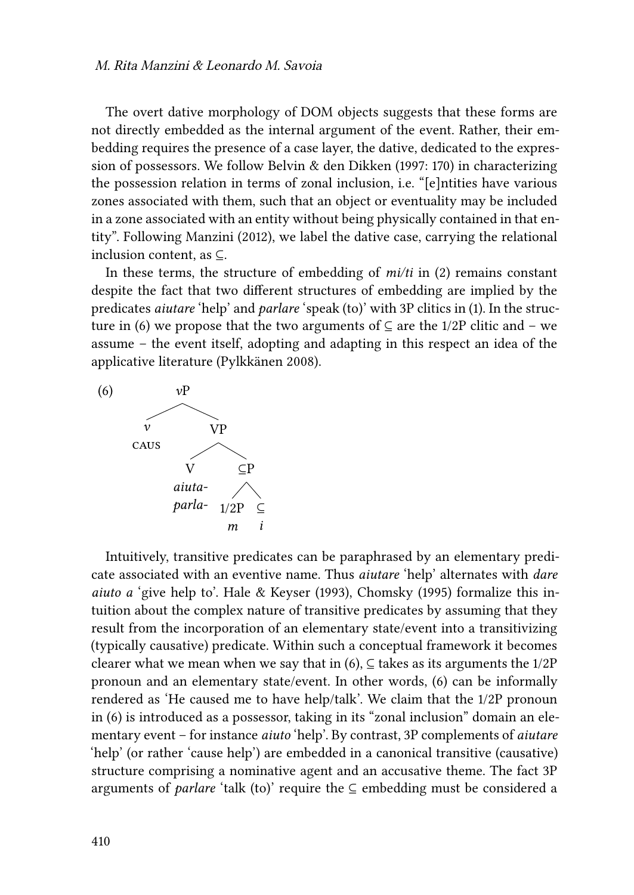The overt dative morphology of DOM objects suggests that these forms are not directly embedded as the internal argument of the event. Rather, their embedding requires the presence of a case layer, the dative, dedicated to the expression of possessors. We follow Belvin & den Dikken (1997: 170) in characterizing the possession relation in terms of zonal inclusion, i.e. "[e]ntities have various zones associated with them, such that an object or eventuality may be included in a zone associated with an entity without being physically contained in that entity". Following Manzini (2012), we label the dative case, carrying the relational inclusion content, as ⊆.

In these terms, the structure of embedding of *mi/ti* in (2) remains constant despite the fact that two different structures of embedding are implied by the predicates *aiutare* 'help' and *parlare* 'speak (to)' with 3P clitics in (1). In the structure in (6) we propose that the two arguments of ⊆ are the 1/2P clitic and – we assume – the event itself, adopting and adapting in this respect an idea of the applicative literature (Pylkkänen 2008).

(6)

```
        vP
       /  \
      v    VP
    CAUS  /  \
         V    ⊆P
      aiuta-  /  \
      parla- 1/2P  ⊆
              m    i
```

Intuitively, transitive predicates can be paraphrased by an elementary predicate associated with an eventive name. Thus *aiutare* 'help' alternates with *dare aiuto a* 'give help to'. Hale & Keyser (1993), Chomsky (1995) formalize this intuition about the complex nature of transitive predicates by assuming that they result from the incorporation of an elementary state/event into a transitivizing (typically causative) predicate. Within such a conceptual framework it becomes clearer what we mean when we say that in (6), ⊆ takes as its arguments the 1/2P pronoun and an elementary state/event. In other words, (6) can be informally rendered as 'He caused me to have help/talk'. We claim that the 1/2P pronoun in (6) is introduced as a possessor, taking in its "zonal inclusion" domain an elementary event – for instance *aiuto* 'help'. By contrast, 3P complements of *aiutare* 'help' (or rather 'cause help') are embedded in a canonical transitive (causative) structure comprising a nominative agent and an accusative theme. The fact 3P arguments of *parlare* 'talk (to)' require the ⊆ embedding must be considered a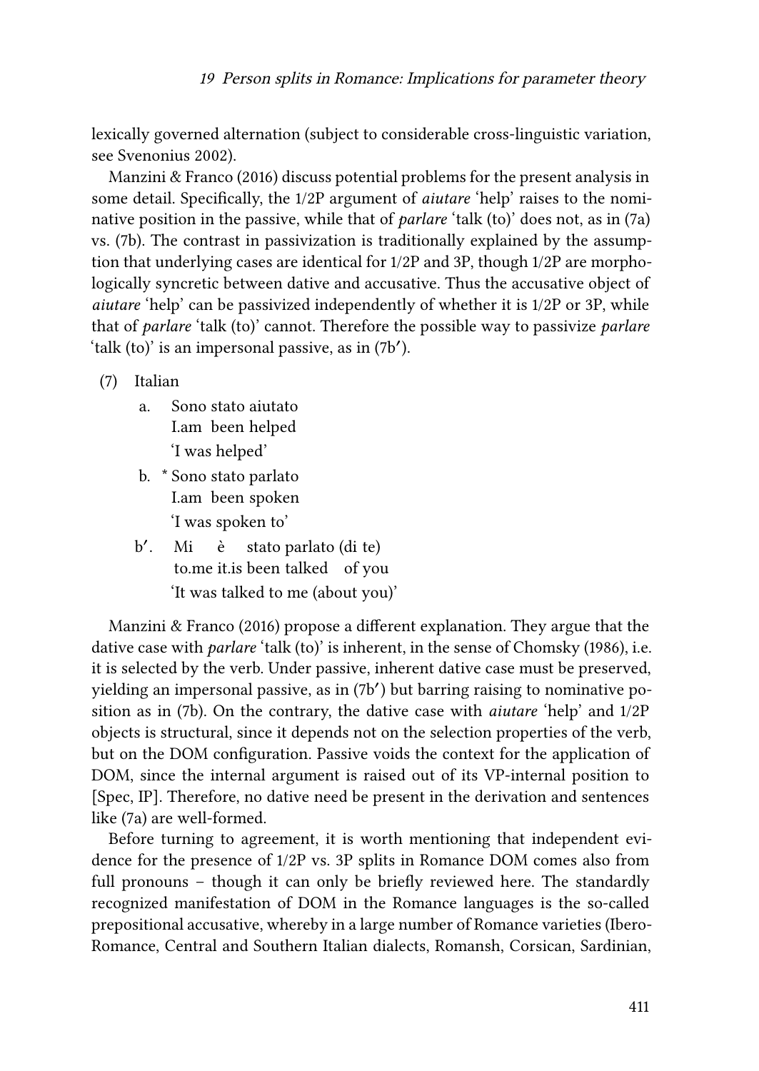lexically governed alternation (subject to considerable cross-linguistic variation, see Svenonius 2002).

Manzini & Franco (2016) discuss potential problems for the present analysis in some detail. Specifically, the 1/2P argument of *aiutare* 'help' raises to the nominative position in the passive, while that of *parlare* 'talk (to)' does not, as in (7a) vs. (7b). The contrast in passivization is traditionally explained by the assumption that underlying cases are identical for 1/2P and 3P, though 1/2P are morphologically syncretic between dative and accusative. Thus the accusative object of *aiutare* 'help' can be passivized independently of whether it is 1/2P or 3P, while that of *parlare* 'talk (to)' cannot. Therefore the possible way to passivize *parlare* 'talk (to)' is an impersonal passive, as in (7b′).

(7) Italian

a. Sono stato aiutato
   I.am been helped
   'I was helped'

b. * Sono stato parlato
   I.am been spoken
   'I was spoken to'

b′. Mi è stato parlato (di te)
   to.me it.is been talked of you
   'It was talked to me (about you)'

Manzini & Franco (2016) propose a different explanation. They argue that the dative case with *parlare* 'talk (to)' is inherent, in the sense of Chomsky (1986), i.e. it is selected by the verb. Under passive, inherent dative case must be preserved, yielding an impersonal passive, as in (7b′) but barring raising to nominative position as in (7b). On the contrary, the dative case with *aiutare* 'help' and 1/2P objects is structural, since it depends not on the selection properties of the verb, but on the DOM configuration. Passive voids the context for the application of DOM, since the internal argument is raised out of its VP-internal position to [Spec, IP]. Therefore, no dative need be present in the derivation and sentences like (7a) are well-formed.

Before turning to agreement, it is worth mentioning that independent evidence for the presence of 1/2P vs. 3P splits in Romance DOM comes also from full pronouns – though it can only be briefly reviewed here. The standardly recognized manifestation of DOM in the Romance languages is the so-called prepositional accusative, whereby in a large number of Romance varieties (Ibero-Romance, Central and Southern Italian dialects, Romansh, Corsican, Sardinian,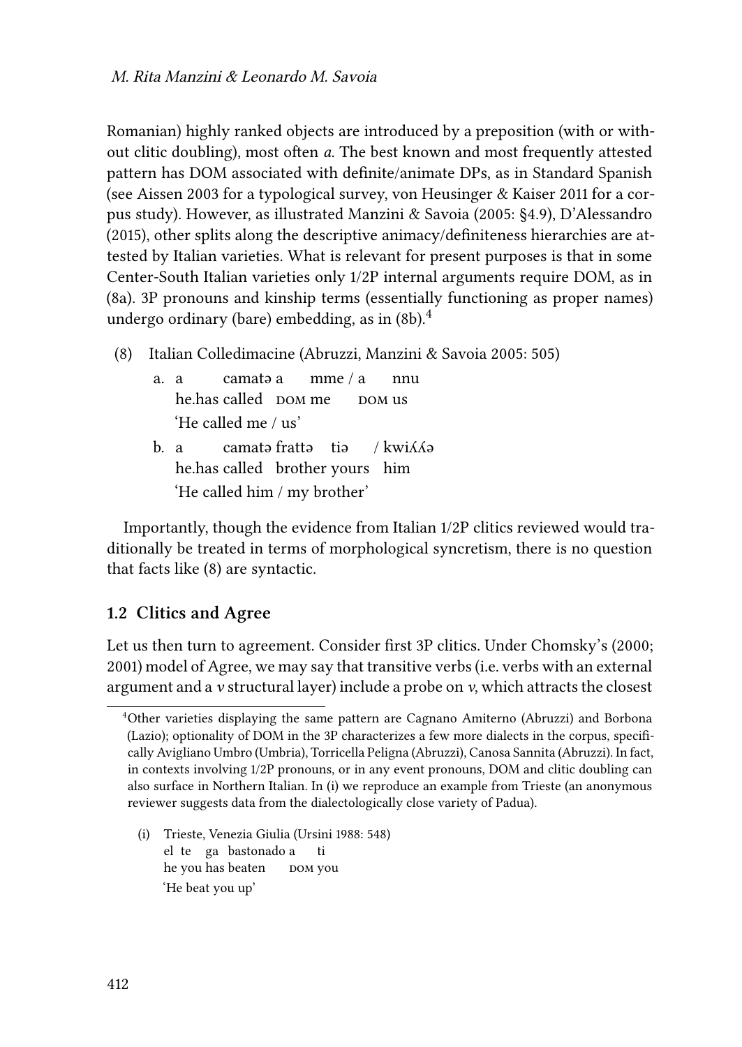Romanian) highly ranked objects are introduced by a preposition (with or without clitic doubling), most often *a*. The best known and most frequently attested pattern has DOM associated with definite/animate DPs, as in Standard Spanish (see Aissen 2003 for a typological survey, von Heusinger & Kaiser 2011 for a corpus study). However, as illustrated Manzini & Savoia (2005: §4.9), D'Alessandro (2015), other splits along the descriptive animacy/definiteness hierarchies are attested by Italian varieties. What is relevant for present purposes is that in some Center-South Italian varieties only 1/2P internal arguments require DOM, as in (8a). 3P pronouns and kinship terms (essentially functioning as proper names) undergo ordinary (bare) embedding, as in (8b).[4]

(8) Italian Colledimacine (Abruzzi, Manzini & Savoia 2005: 505)

a. a camatə a mme / a nnu
he.has called DOM me DOM us
'He called me / us'

b. a camatə frattə tiə / kwiʎʎə
he.has called brother yours him
'He called him / my brother'

Importantly, though the evidence from Italian 1/2P clitics reviewed would traditionally be treated in terms of morphological syncretism, there is no question that facts like (8) are syntactic.

## 1.2 Clitics and Agree

Let us then turn to agreement. Consider first 3P clitics. Under Chomsky's (2000; 2001) model of Agree, we may say that transitive verbs (i.e. verbs with an external argument and a *v* structural layer) include a probe on *v*, which attracts the closest

---

[4] Other varieties displaying the same pattern are Cagnano Amiterno (Abruzzi) and Borbona (Lazio); optionality of DOM in the 3P characterizes a few more dialects in the corpus, specifically Avigliano Umbro (Umbria), Torricella Peligna (Abruzzi), Canosa Sannita (Abruzzi). In fact, in contexts involving 1/2P pronouns, or in any event pronouns, DOM and clitic doubling can also surface in Northern Italian. In (i) we reproduce an example from Trieste (an anonymous reviewer suggests data from the dialectologically close variety of Padua).

(i) Trieste, Venezia Giulia (Ursini 1988: 548)
el te ga bastonado a ti
he you has beaten DOM you
'He beat you up'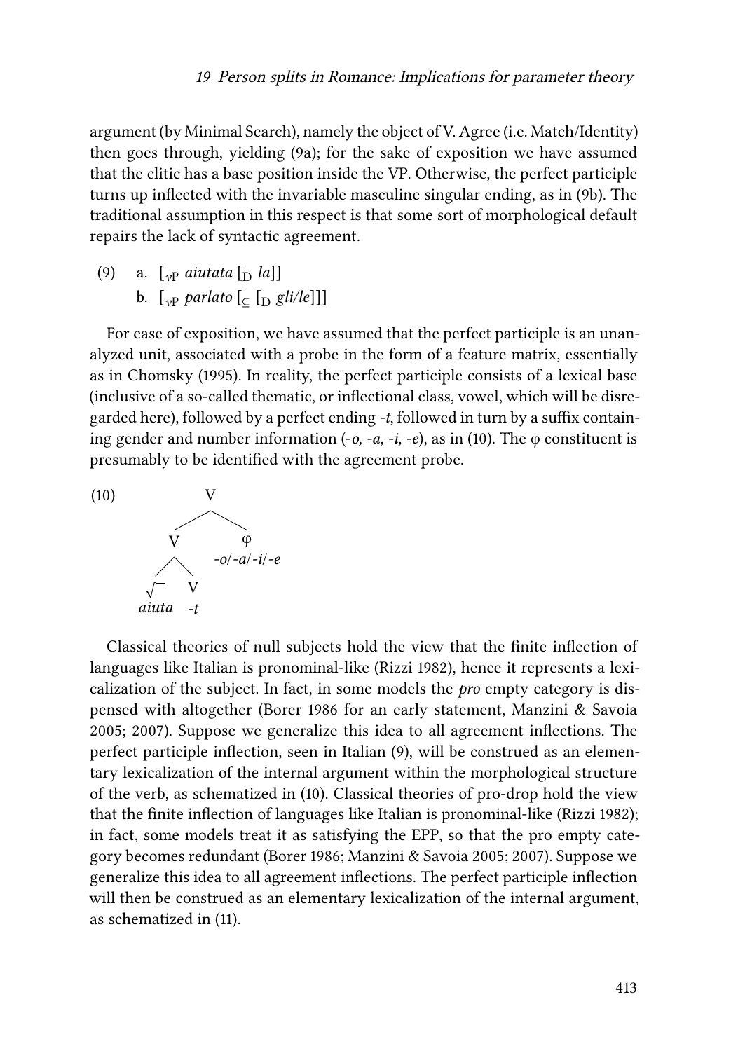argument (by Minimal Search), namely the object of V. Agree (i.e. Match/Identity) then goes through, yielding (9a); for the sake of exposition we have assumed that the clitic has a base position inside the VP. Otherwise, the perfect participle turns up inflected with the invariable masculine singular ending, as in (9b). The traditional assumption in this respect is that some sort of morphological default repairs the lack of syntactic agreement.

(9) a. [$_{vP}$ *aiutata* [$_{D}$ *la*]]
    b. [$_{vP}$ *parlato* [$_{\subseteq}$ [$_{D}$ *gli/le*]]]

For ease of exposition, we have assumed that the perfect participle is an unanalyzed unit, associated with a probe in the form of a feature matrix, essentially as in Chomsky (1995). In reality, the perfect participle consists of a lexical base (inclusive of a so-called thematic, or inflectional class, vowel, which will be disregarded here), followed by a perfect ending *-t*, followed in turn by a suffix containing gender and number information (*-o, -a, -i, -e*), as in (10). The φ constituent is presumably to be identified with the agreement probe.

(10)
```
            V
          /   \
         V     φ
        / \    -o/-a/-i/-e
       √   V
   aiuta  -t
```

Classical theories of null subjects hold the view that the finite inflection of languages like Italian is pronominal-like (Rizzi 1982), hence it represents a lexicalization of the subject. In fact, in some models the *pro* empty category is dispensed with altogether (Borer 1986 for an early statement, Manzini & Savoia 2005; 2007). Suppose we generalize this idea to all agreement inflections. The perfect participle inflection, seen in Italian (9), will be construed as an elementary lexicalization of the internal argument within the morphological structure of the verb, as schematized in (10). Classical theories of pro-drop hold the view that the finite inflection of languages like Italian is pronominal-like (Rizzi 1982); in fact, some models treat it as satisfying the EPP, so that the pro empty category becomes redundant (Borer 1986; Manzini & Savoia 2005; 2007). Suppose we generalize this idea to all agreement inflections. The perfect participle inflection will then be construed as an elementary lexicalization of the internal argument, as schematized in (11).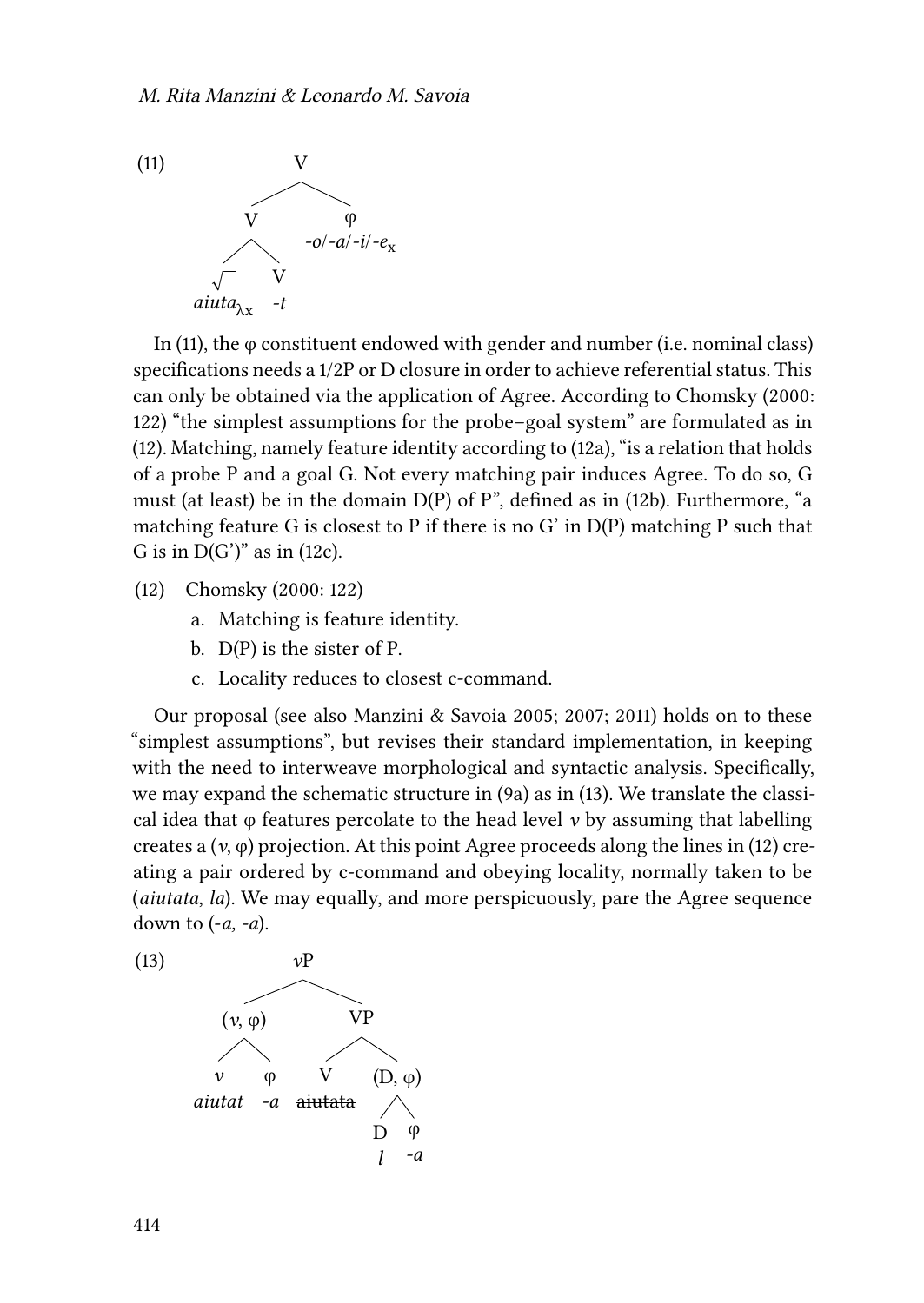(11)

```
              V
          /       \
         V          φ
       /   \     -o/-a/-i/-e_x
      √     V
  aiuta_λx  -t
```

In (11), the φ constituent endowed with gender and number (i.e. nominal class) specifications needs a 1/2P or D closure in order to achieve referential status. This can only be obtained via the application of Agree. According to Chomsky (2000: 122) "the simplest assumptions for the probe–goal system" are formulated as in (12). Matching, namely feature identity according to (12a), "is a relation that holds of a probe P and a goal G. Not every matching pair induces Agree. To do so, G must (at least) be in the domain D(P) of P", defined as in (12b). Furthermore, "a matching feature G is closest to P if there is no G' in D(P) matching P such that G is in D(G')" as in (12c).

(12) Chomsky (2000: 122)

a. Matching is feature identity.
b. D(P) is the sister of P.
c. Locality reduces to closest c-command.

Our proposal (see also Manzini & Savoia 2005; 2007; 2011) holds on to these "simplest assumptions", but revises their standard implementation, in keeping with the need to interweave morphological and syntactic analysis. Specifically, we may expand the schematic structure in (9a) as in (13). We translate the classical idea that φ features percolate to the head level *v* by assuming that labelling creates a (*v*, φ) projection. At this point Agree proceeds along the lines in (12) creating a pair ordered by c-command and obeying locality, normally taken to be (*aiutata*, *la*). We may equally, and more perspicuously, pare the Agree sequence down to (*-a*, *-a*).

(13)

```
                 vP
            /          \
        (v, φ)           VP
        /    \         /     \
       v      φ       V      (D, φ)
    aiutat   -a   ~~aiutata~~  /   \
                              D     φ
                              l    -a
```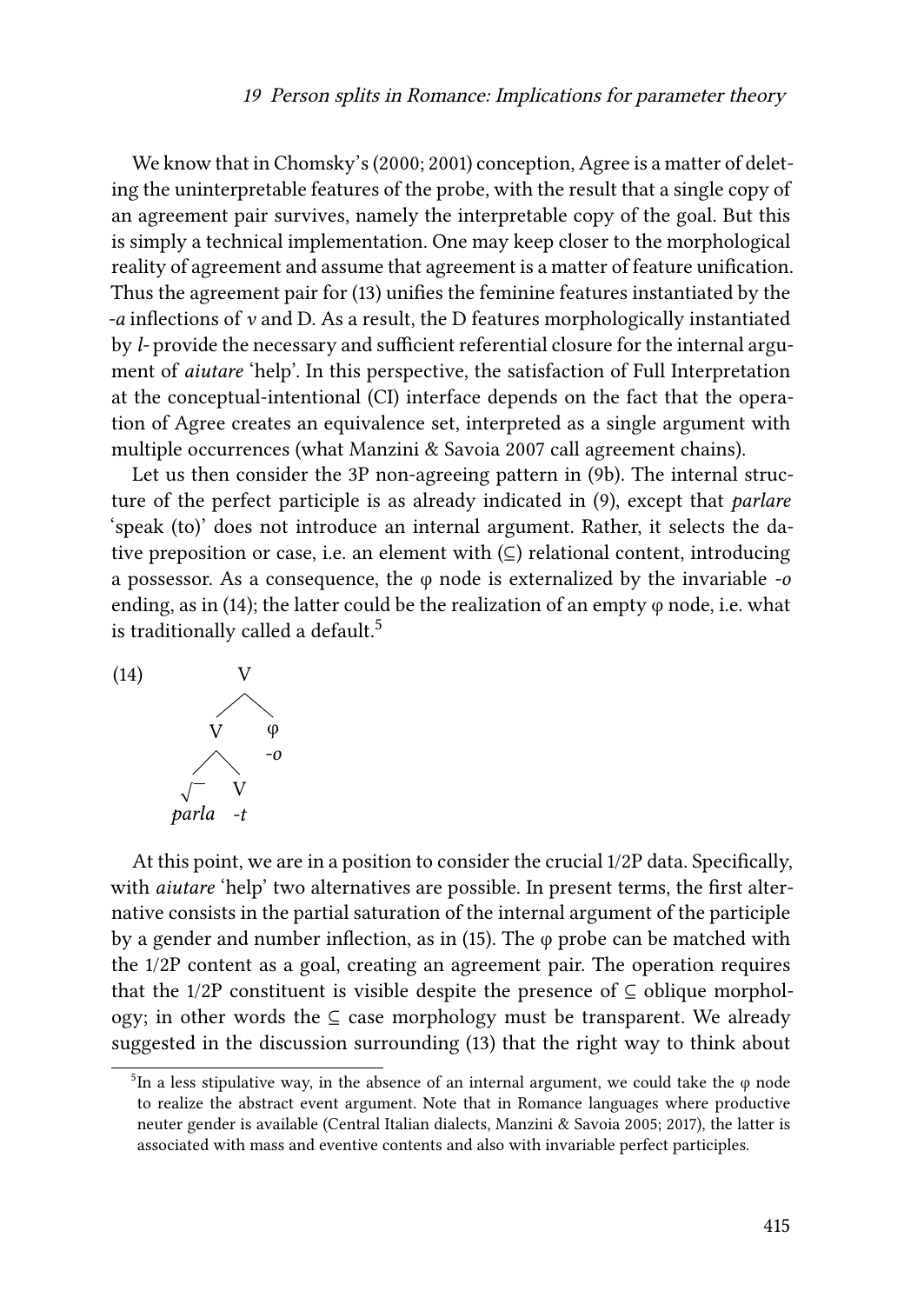We know that in Chomsky's (2000; 2001) conception, Agree is a matter of deleting the uninterpretable features of the probe, with the result that a single copy of an agreement pair survives, namely the interpretable copy of the goal. But this is simply a technical implementation. One may keep closer to the morphological reality of agreement and assume that agreement is a matter of feature unification. Thus the agreement pair for (13) unifies the feminine features instantiated by the *-a* inflections of *v* and D. As a result, the D features morphologically instantiated by *l-* provide the necessary and sufficient referential closure for the internal argument of *aiutare* 'help'. In this perspective, the satisfaction of Full Interpretation at the conceptual-intentional (CI) interface depends on the fact that the operation of Agree creates an equivalence set, interpreted as a single argument with multiple occurrences (what Manzini & Savoia 2007 call agreement chains).

Let us then consider the 3P non-agreeing pattern in (9b). The internal structure of the perfect participle is as already indicated in (9), except that *parlare* 'speak (to)' does not introduce an internal argument. Rather, it selects the dative preposition or case, i.e. an element with (⊆) relational content, introducing a possessor. As a consequence, the φ node is externalized by the invariable *-o* ending, as in (14); the latter could be the realization of an empty φ node, i.e. what is traditionally called a default.[5]

```
(14)          V
            /   \
           V     φ
          / \    -o
         √   V
       parla -t
```

At this point, we are in a position to consider the crucial 1/2P data. Specifically, with *aiutare* 'help' two alternatives are possible. In present terms, the first alternative consists in the partial saturation of the internal argument of the participle by a gender and number inflection, as in (15). The φ probe can be matched with the 1/2P content as a goal, creating an agreement pair. The operation requires that the 1/2P constituent is visible despite the presence of ⊆ oblique morphology; in other words the ⊆ case morphology must be transparent. We already suggested in the discussion surrounding (13) that the right way to think about

[5] In a less stipulative way, in the absence of an internal argument, we could take the φ node to realize the abstract event argument. Note that in Romance languages where productive neuter gender is available (Central Italian dialects, Manzini & Savoia 2005; 2017), the latter is associated with mass and eventive contents and also with invariable perfect participles.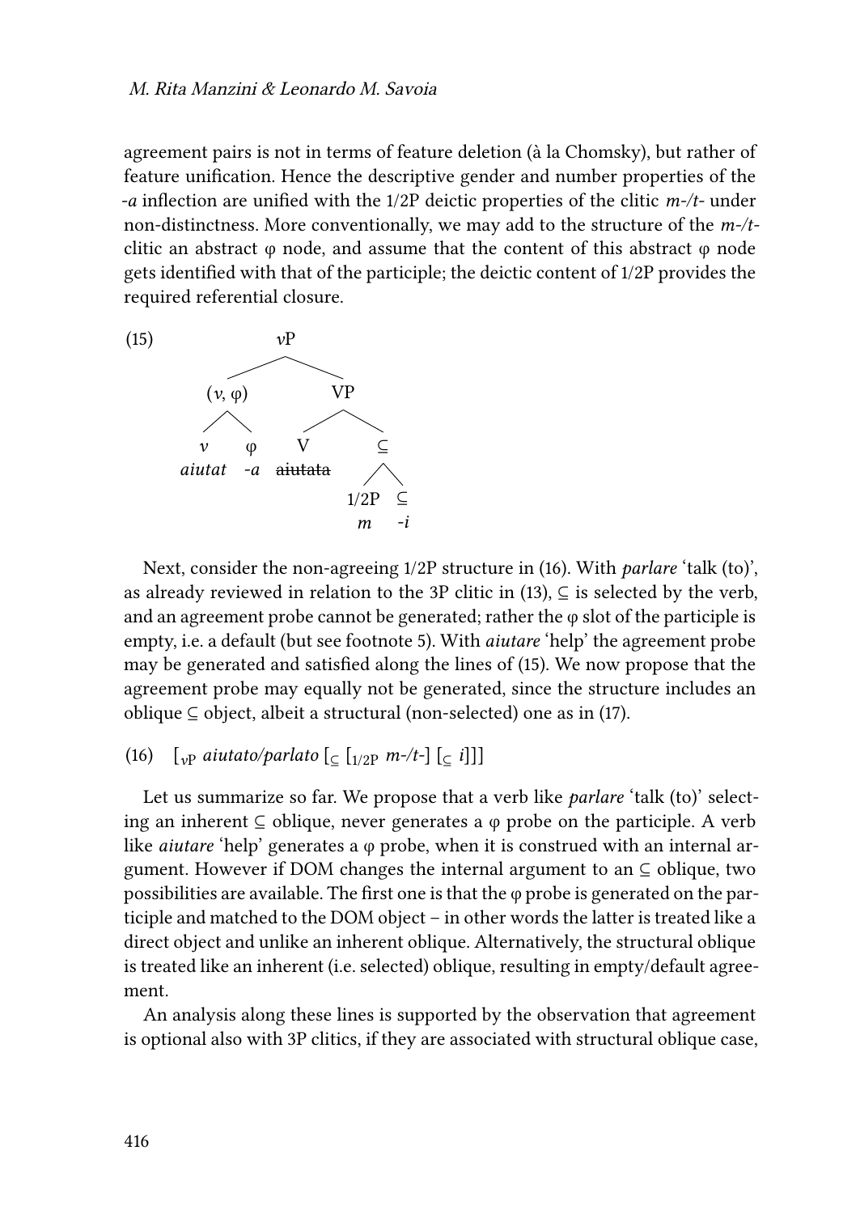agreement pairs is not in terms of feature deletion (à la Chomsky), but rather of feature unification. Hence the descriptive gender and number properties of the *-a* inflection are unified with the 1/2P deictic properties of the clitic *m-/t-* under non-distinctness. More conventionally, we may add to the structure of the *m-/t-* clitic an abstract φ node, and assume that the content of this abstract φ node gets identified with that of the participle; the deictic content of 1/2P provides the required referential closure.

(15)

```
                vP
             /      \
        (v, φ)        VP
        /    \       /    \
       v      φ     V      ⊆
    aiutat   -a  ~~aiutata~~  /  \
                          1/2P   ⊆
                           m    -i
```

Next, consider the non-agreeing 1/2P structure in (16). With *parlare* 'talk (to)', as already reviewed in relation to the 3P clitic in (13), ⊆ is selected by the verb, and an agreement probe cannot be generated; rather the φ slot of the participle is empty, i.e. a default (but see footnote 5). With *aiutare* 'help' the agreement probe may be generated and satisfied along the lines of (15). We now propose that the agreement probe may equally not be generated, since the structure includes an oblique ⊆ object, albeit a structural (non-selected) one as in (17).

(16) $[_{vP}$ *aiutato/parlato* $[_{\subseteq}$ $[_{1/2P}$ *m-/t-*$]$ $[_{\subseteq}$ *i*$]]]$

Let us summarize so far. We propose that a verb like *parlare* 'talk (to)' selecting an inherent ⊆ oblique, never generates a φ probe on the participle. A verb like *aiutare* 'help' generates a φ probe, when it is construed with an internal argument. However if DOM changes the internal argument to an ⊆ oblique, two possibilities are available. The first one is that the φ probe is generated on the participle and matched to the DOM object – in other words the latter is treated like a direct object and unlike an inherent oblique. Alternatively, the structural oblique is treated like an inherent (i.e. selected) oblique, resulting in empty/default agreement.

An analysis along these lines is supported by the observation that agreement is optional also with 3P clitics, if they are associated with structural oblique case,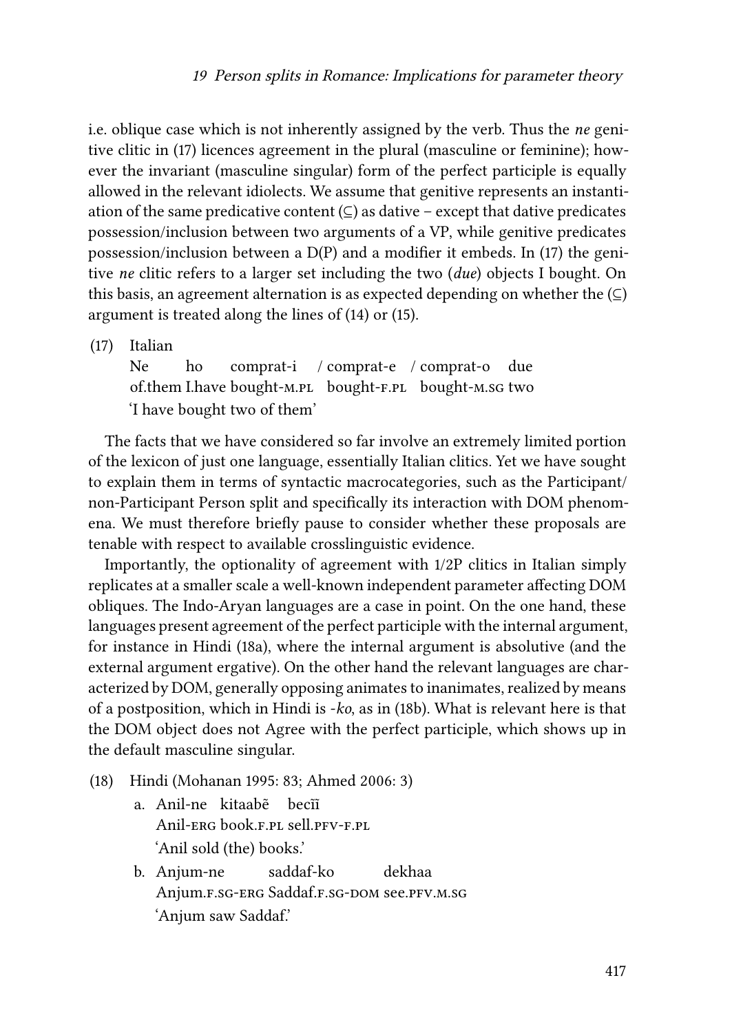i.e. oblique case which is not inherently assigned by the verb. Thus the *ne* genitive clitic in (17) licences agreement in the plural (masculine or feminine); however the invariant (masculine singular) form of the perfect participle is equally allowed in the relevant idiolects. We assume that genitive represents an instantiation of the same predicative content (⊆) as dative – except that dative predicates possession/inclusion between two arguments of a VP, while genitive predicates possession/inclusion between a D(P) and a modifier it embeds. In (17) the genitive *ne* clitic refers to a larger set including the two (*due*) objects I bought. On this basis, an agreement alternation is as expected depending on whether the (⊆) argument is treated along the lines of (14) or (15).

(17) Italian
    Ne ho comprat-i / comprat-e / comprat-o due
    of.them I.have bought-M.PL bought-F.PL bought-M.SG two
    'I have bought two of them'

The facts that we have considered so far involve an extremely limited portion of the lexicon of just one language, essentially Italian clitics. Yet we have sought to explain them in terms of syntactic macrocategories, such as the Participant/non-Participant Person split and specifically its interaction with DOM phenomena. We must therefore briefly pause to consider whether these proposals are tenable with respect to available crosslinguistic evidence.

Importantly, the optionality of agreement with 1/2P clitics in Italian simply replicates at a smaller scale a well-known independent parameter affecting DOM obliques. The Indo-Aryan languages are a case in point. On the one hand, these languages present agreement of the perfect participle with the internal argument, for instance in Hindi (18a), where the internal argument is absolutive (and the external argument ergative). On the other hand the relevant languages are characterized by DOM, generally opposing animates to inanimates, realized by means of a postposition, which in Hindi is *-ko*, as in (18b). What is relevant here is that the DOM object does not Agree with the perfect participle, which shows up in the default masculine singular.

(18) Hindi (Mohanan 1995: 83; Ahmed 2006: 3)
    a. Anil-ne kitaabẽ becĩĩ
       Anil-ERG book.F.PL sell.PFV-F.PL
       'Anil sold (the) books.'
    b. Anjum-ne saddaf-ko dekhaa
       Anjum.F.SG-ERG Saddaf.F.SG-DOM see.PFV.M.SG
       'Anjum saw Saddaf.'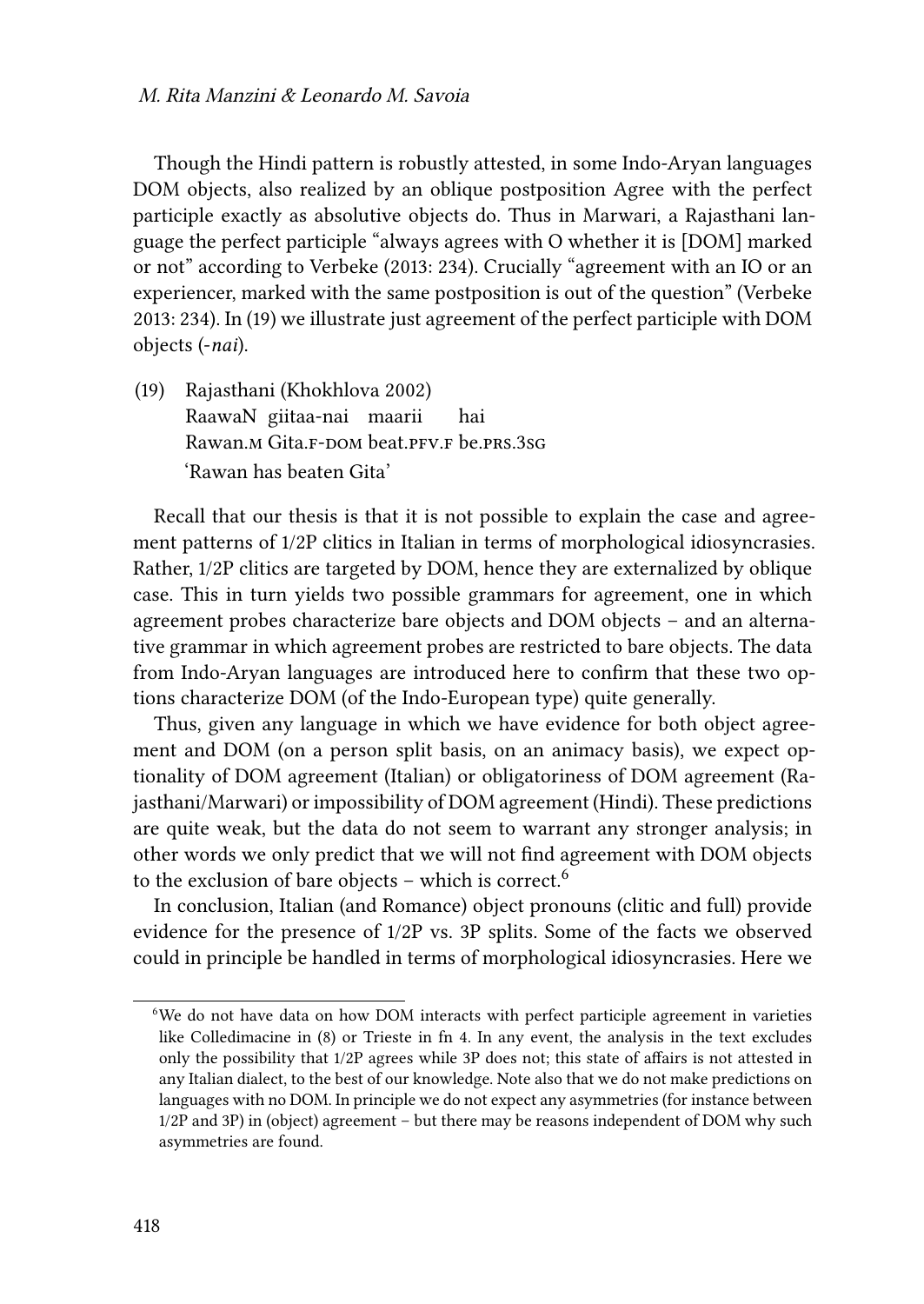Though the Hindi pattern is robustly attested, in some Indo-Aryan languages DOM objects, also realized by an oblique postposition Agree with the perfect participle exactly as absolutive objects do. Thus in Marwari, a Rajasthani language the perfect participle "always agrees with O whether it is [DOM] marked or not" according to Verbeke (2013: 234). Crucially "agreement with an IO or an experiencer, marked with the same postposition is out of the question" (Verbeke 2013: 234). In (19) we illustrate just agreement of the perfect participle with DOM objects (*-nai*).

(19) Rajasthani (Khokhlova 2002)
RaawaN giitaa-nai maarii hai
Rawan.M Gita.F-DOM beat.PFV.F be.PRS.3SG
'Rawan has beaten Gita'

Recall that our thesis is that it is not possible to explain the case and agreement patterns of 1/2P clitics in Italian in terms of morphological idiosyncrasies. Rather, 1/2P clitics are targeted by DOM, hence they are externalized by oblique case. This in turn yields two possible grammars for agreement, one in which agreement probes characterize bare objects and DOM objects – and an alternative grammar in which agreement probes are restricted to bare objects. The data from Indo-Aryan languages are introduced here to confirm that these two options characterize DOM (of the Indo-European type) quite generally.

Thus, given any language in which we have evidence for both object agreement and DOM (on a person split basis, on an animacy basis), we expect optionality of DOM agreement (Italian) or obligatoriness of DOM agreement (Rajasthani/Marwari) or impossibility of DOM agreement (Hindi). These predictions are quite weak, but the data do not seem to warrant any stronger analysis; in other words we only predict that we will not find agreement with DOM objects to the exclusion of bare objects – which is correct.[6]

In conclusion, Italian (and Romance) object pronouns (clitic and full) provide evidence for the presence of 1/2P vs. 3P splits. Some of the facts we observed could in principle be handled in terms of morphological idiosyncrasies. Here we

[6] We do not have data on how DOM interacts with perfect participle agreement in varieties like Colledimacine in (8) or Trieste in fn 4. In any event, the analysis in the text excludes only the possibility that 1/2P agrees while 3P does not; this state of affairs is not attested in any Italian dialect, to the best of our knowledge. Note also that we do not make predictions on languages with no DOM. In principle we do not expect any asymmetries (for instance between 1/2P and 3P) in (object) agreement – but there may be reasons independent of DOM why such asymmetries are found.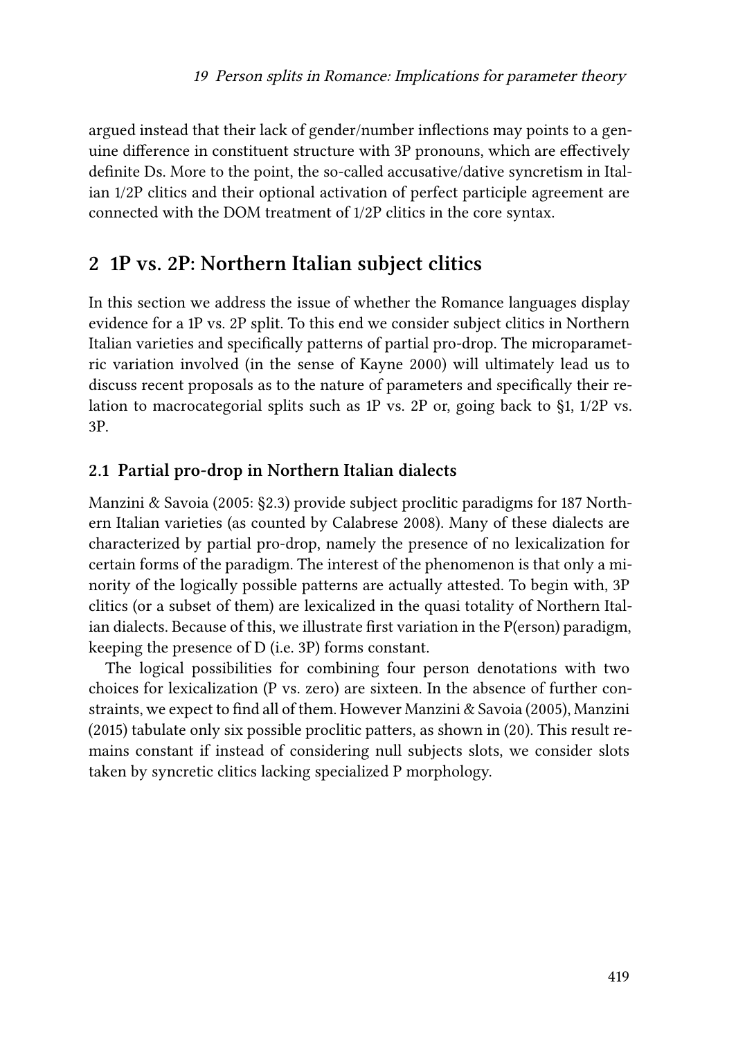argued instead that their lack of gender/number inflections may points to a genuine difference in constituent structure with 3P pronouns, which are effectively definite Ds. More to the point, the so-called accusative/dative syncretism in Italian 1/2P clitics and their optional activation of perfect participle agreement are connected with the DOM treatment of 1/2P clitics in the core syntax.

## 2 1P vs. 2P: Northern Italian subject clitics

In this section we address the issue of whether the Romance languages display evidence for a 1P vs. 2P split. To this end we consider subject clitics in Northern Italian varieties and specifically patterns of partial pro-drop. The microparametric variation involved (in the sense of Kayne 2000) will ultimately lead us to discuss recent proposals as to the nature of parameters and specifically their relation to macrocategorial splits such as 1P vs. 2P or, going back to §1, 1/2P vs. 3P.

### 2.1 Partial pro-drop in Northern Italian dialects

Manzini & Savoia (2005: §2.3) provide subject proclitic paradigms for 187 Northern Italian varieties (as counted by Calabrese 2008). Many of these dialects are characterized by partial pro-drop, namely the presence of no lexicalization for certain forms of the paradigm. The interest of the phenomenon is that only a minority of the logically possible patterns are actually attested. To begin with, 3P clitics (or a subset of them) are lexicalized in the quasi totality of Northern Italian dialects. Because of this, we illustrate first variation in the P(erson) paradigm, keeping the presence of D (i.e. 3P) forms constant.

The logical possibilities for combining four person denotations with two choices for lexicalization (P vs. zero) are sixteen. In the absence of further constraints, we expect to find all of them. However Manzini & Savoia (2005), Manzini (2015) tabulate only six possible proclitic patters, as shown in (20). This result remains constant if instead of considering null subjects slots, we consider slots taken by syncretic clitics lacking specialized P morphology.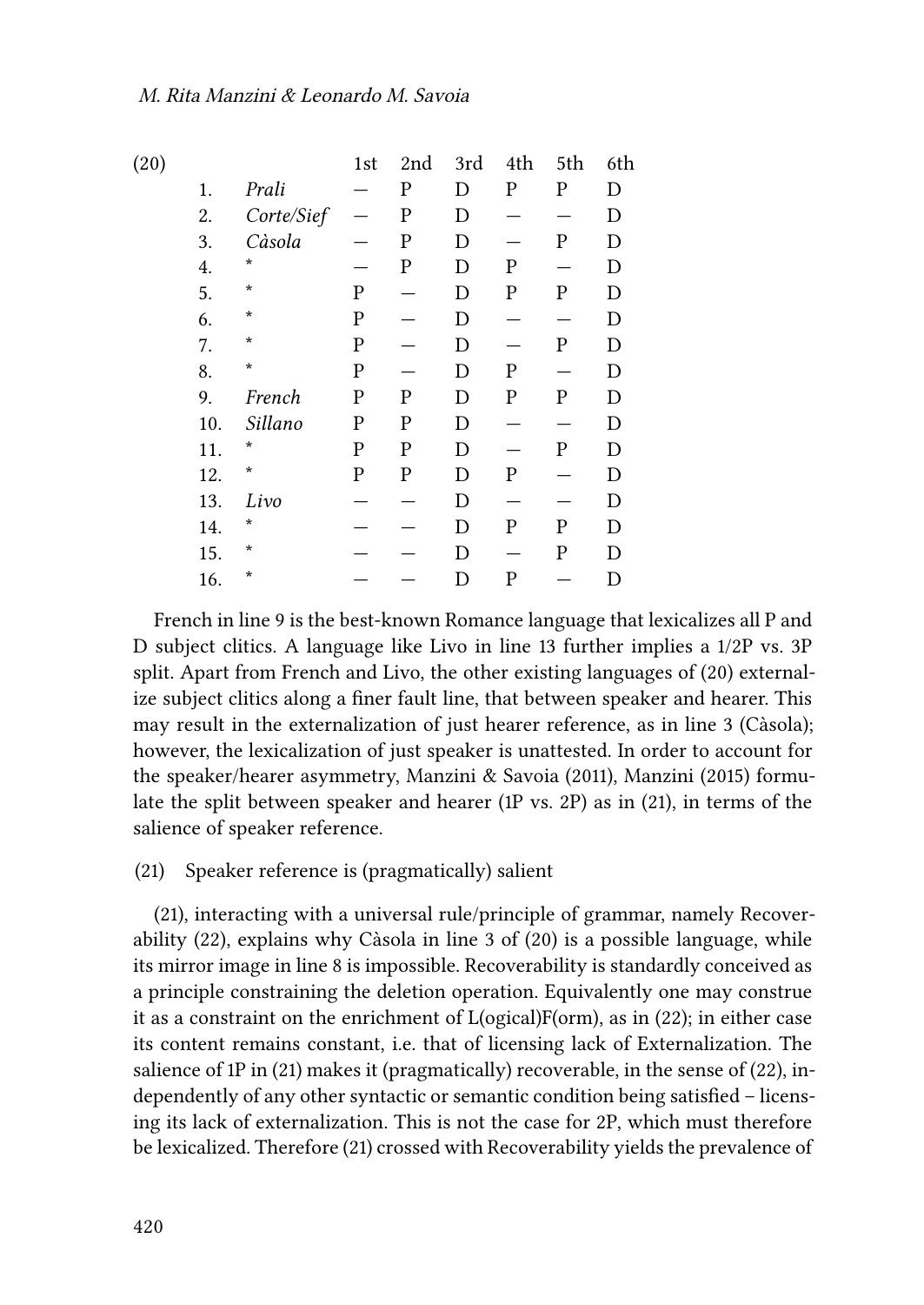(20)

| | | 1st | 2nd | 3rd | 4th | 5th | 6th |
|---|---|---|---|---|---|---|---|
| 1. | *Prali* | — | P | D | P | P | D |
| 2. | *Corte/Sief* | — | P | D | — | — | D |
| 3. | *Càsola* | — | P | D | — | P | D |
| 4. | * | — | P | D | P | — | D |
| 5. | * | P | — | D | P | P | D |
| 6. | * | P | — | D | — | — | D |
| 7. | * | P | — | D | — | P | D |
| 8. | * | P | — | D | P | — | D |
| 9. | *French* | P | P | D | P | P | D |
| 10. | *Sillano* | P | P | D | — | — | D |
| 11. | * | P | P | D | — | P | D |
| 12. | * | P | P | D | P | — | D |
| 13. | *Livo* | — | — | D | — | — | D |
| 14. | * | — | — | D | P | P | D |
| 15. | * | — | — | D | — | P | D |
| 16. | * | — | — | D | P | — | D |

French in line 9 is the best-known Romance language that lexicalizes all P and D subject clitics. A language like Livo in line 13 further implies a 1/2P vs. 3P split. Apart from French and Livo, the other existing languages of (20) externalize subject clitics along a finer fault line, that between speaker and hearer. This may result in the externalization of just hearer reference, as in line 3 (Càsola); however, the lexicalization of just speaker is unattested. In order to account for the speaker/hearer asymmetry, Manzini & Savoia (2011), Manzini (2015) formulate the split between speaker and hearer (1P vs. 2P) as in (21), in terms of the salience of speaker reference.

(21) Speaker reference is (pragmatically) salient

(21), interacting with a universal rule/principle of grammar, namely Recoverability (22), explains why Càsola in line 3 of (20) is a possible language, while its mirror image in line 8 is impossible. Recoverability is standardly conceived as a principle constraining the deletion operation. Equivalently one may construe it as a constraint on the enrichment of L(ogical)F(orm), as in (22); in either case its content remains constant, i.e. that of licensing lack of Externalization. The salience of 1P in (21) makes it (pragmatically) recoverable, in the sense of (22), independently of any other syntactic or semantic condition being satisfied – licensing its lack of externalization. This is not the case for 2P, which must therefore be lexicalized. Therefore (21) crossed with Recoverability yields the prevalence of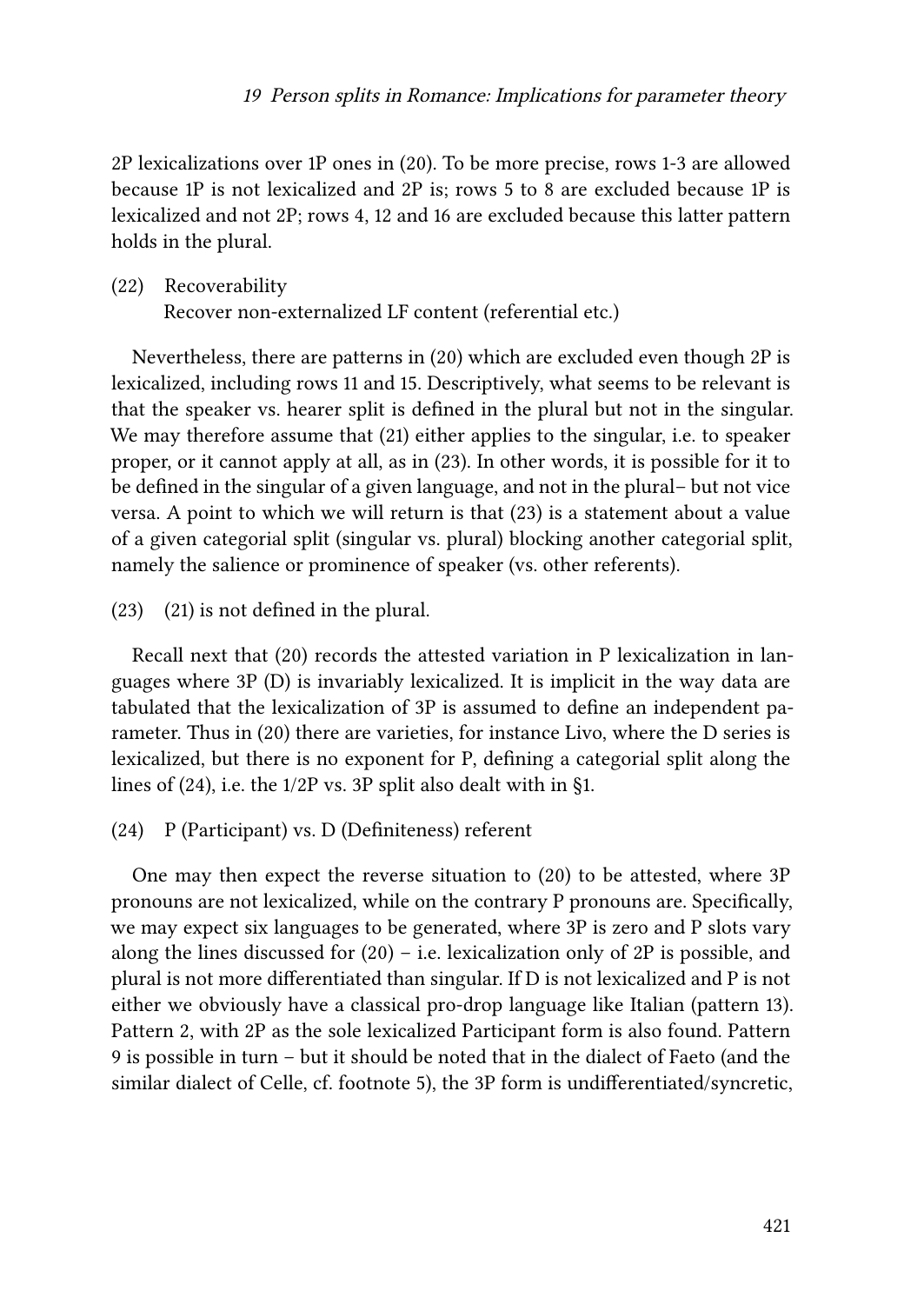2P lexicalizations over 1P ones in (20). To be more precise, rows 1-3 are allowed because 1P is not lexicalized and 2P is; rows 5 to 8 are excluded because 1P is lexicalized and not 2P; rows 4, 12 and 16 are excluded because this latter pattern holds in the plural.

(22) Recoverability
 Recover non-externalized LF content (referential etc.)

Nevertheless, there are patterns in (20) which are excluded even though 2P is lexicalized, including rows 11 and 15. Descriptively, what seems to be relevant is that the speaker vs. hearer split is defined in the plural but not in the singular. We may therefore assume that (21) either applies to the singular, i.e. to speaker proper, or it cannot apply at all, as in (23). In other words, it is possible for it to be defined in the singular of a given language, and not in the plural– but not vice versa. A point to which we will return is that (23) is a statement about a value of a given categorial split (singular vs. plural) blocking another categorial split, namely the salience or prominence of speaker (vs. other referents).

(23) (21) is not defined in the plural.

Recall next that (20) records the attested variation in P lexicalization in languages where 3P (D) is invariably lexicalized. It is implicit in the way data are tabulated that the lexicalization of 3P is assumed to define an independent parameter. Thus in (20) there are varieties, for instance Livo, where the D series is lexicalized, but there is no exponent for P, defining a categorial split along the lines of (24), i.e. the 1/2P vs. 3P split also dealt with in §1.

(24) P (Participant) vs. D (Definiteness) referent

One may then expect the reverse situation to (20) to be attested, where 3P pronouns are not lexicalized, while on the contrary P pronouns are. Specifically, we may expect six languages to be generated, where 3P is zero and P slots vary along the lines discussed for (20) – i.e. lexicalization only of 2P is possible, and plural is not more differentiated than singular. If D is not lexicalized and P is not either we obviously have a classical pro-drop language like Italian (pattern 13). Pattern 2, with 2P as the sole lexicalized Participant form is also found. Pattern 9 is possible in turn – but it should be noted that in the dialect of Faeto (and the similar dialect of Celle, cf. footnote 5), the 3P form is undifferentiated/syncretic,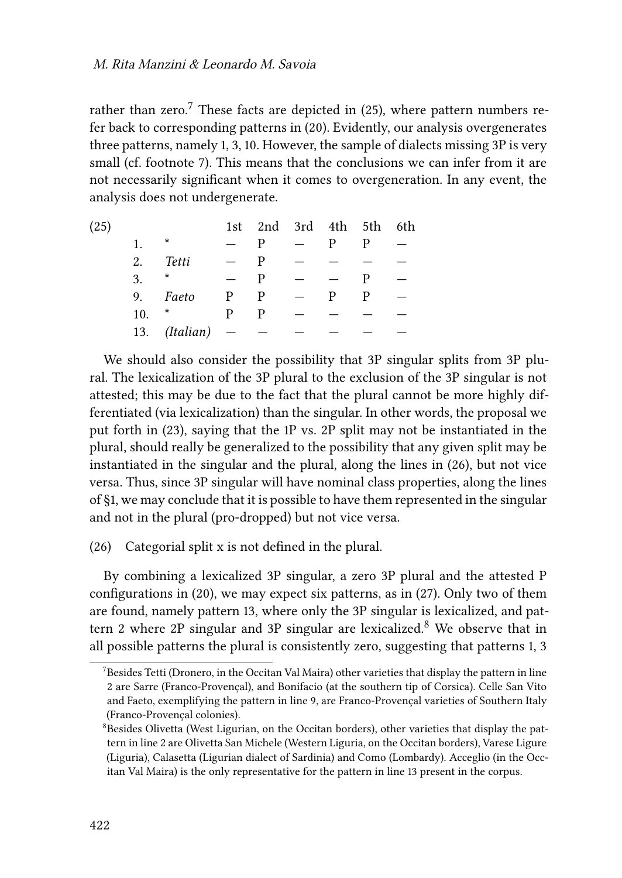rather than zero.[7] These facts are depicted in (25), where pattern numbers refer back to corresponding patterns in (20). Evidently, our analysis overgenerates three patterns, namely 1, 3, 10. However, the sample of dialects missing 3P is very small (cf. footnote 7). This means that the conclusions we can infer from it are not necessarily significant when it comes to overgeneration. In any event, the analysis does not undergenerate.

(25)

| | | 1st | 2nd | 3rd | 4th | 5th | 6th |
|---|---|---|---|---|---|---|---|
| 1. | * | — | P | — | P | P | — |
| 2. | *Tetti* | — | P | — | — | — | — |
| 3. | * | — | P | — | — | P | — |
| 9. | *Faeto* | P | P | — | P | P | — |
| 10. | * | P | P | — | — | — | — |
| 13. | *(Italian)* | — | — | — | — | — | — |

We should also consider the possibility that 3P singular splits from 3P plural. The lexicalization of the 3P plural to the exclusion of the 3P singular is not attested; this may be due to the fact that the plural cannot be more highly differentiated (via lexicalization) than the singular. In other words, the proposal we put forth in (23), saying that the 1P vs. 2P split may not be instantiated in the plural, should really be generalized to the possibility that any given split may be instantiated in the singular and the plural, along the lines in (26), but not vice versa. Thus, since 3P singular will have nominal class properties, along the lines of §1, we may conclude that it is possible to have them represented in the singular and not in the plural (pro-dropped) but not vice versa.

(26) Categorial split x is not defined in the plural.

By combining a lexicalized 3P singular, a zero 3P plural and the attested P configurations in (20), we may expect six patterns, as in (27). Only two of them are found, namely pattern 13, where only the 3P singular is lexicalized, and pattern 2 where 2P singular and 3P singular are lexicalized.[8] We observe that in all possible patterns the plural is consistently zero, suggesting that patterns 1, 3

[7] Besides Tetti (Dronero, in the Occitan Val Maira) other varieties that display the pattern in line 2 are Sarre (Franco-Provençal), and Bonifacio (at the southern tip of Corsica). Celle San Vito and Faeto, exemplifying the pattern in line 9, are Franco-Provençal varieties of Southern Italy (Franco-Provençal colonies).

[8] Besides Olivetta (West Ligurian, on the Occitan borders), other varieties that display the pattern in line 2 are Olivetta San Michele (Western Liguria, on the Occitan borders), Varese Ligure (Liguria), Calasetta (Ligurian dialect of Sardinia) and Como (Lombardy). Acceglio (in the Occitan Val Maira) is the only representative for the pattern in line 13 present in the corpus.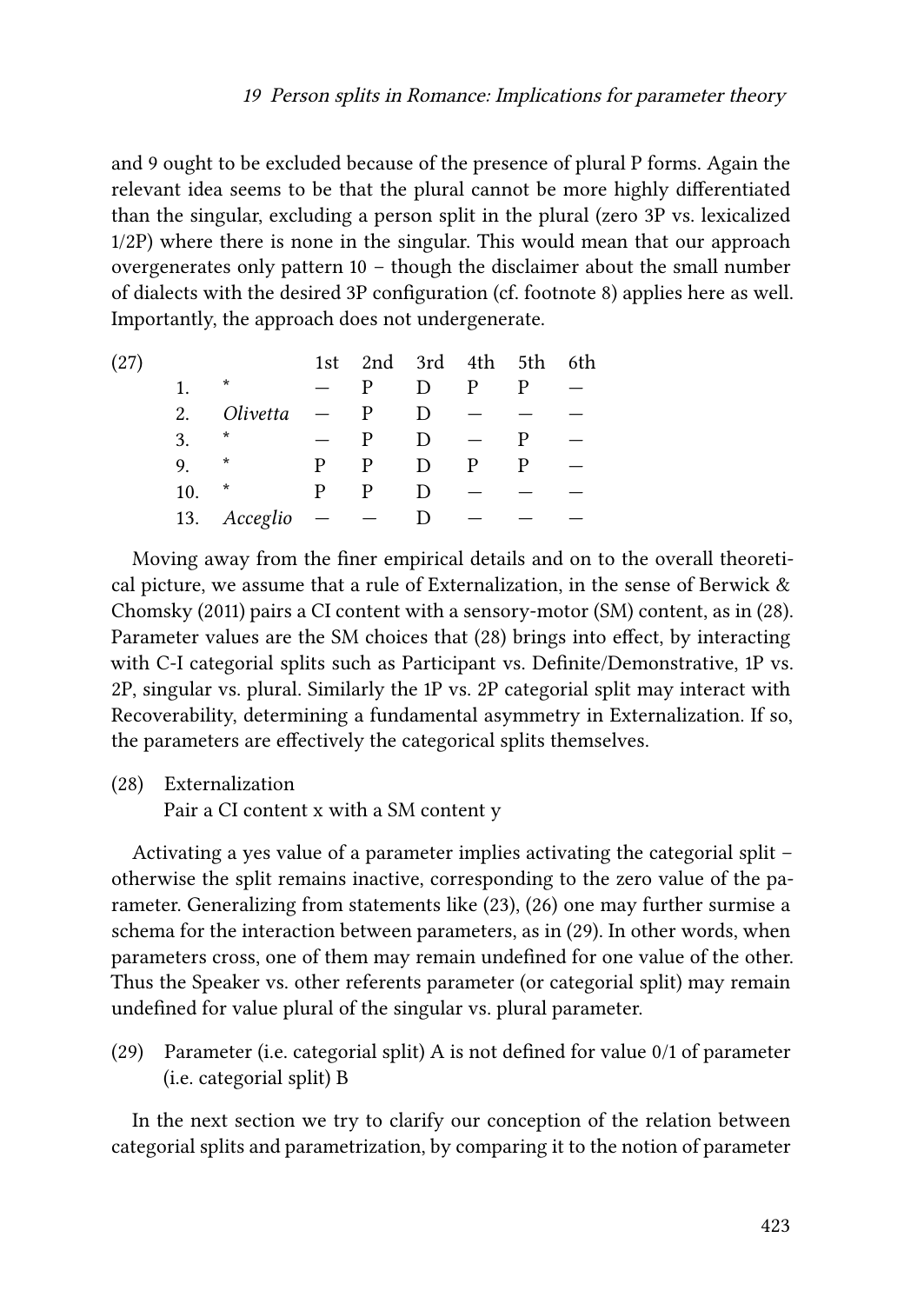and 9 ought to be excluded because of the presence of plural P forms. Again the relevant idea seems to be that the plural cannot be more highly differentiated than the singular, excluding a person split in the plural (zero 3P vs. lexicalized 1/2P) where there is none in the singular. This would mean that our approach overgenerates only pattern 10 – though the disclaimer about the small number of dialects with the desired 3P configuration (cf. footnote 8) applies here as well. Importantly, the approach does not undergenerate.

(27)

| | | 1st | 2nd | 3rd | 4th | 5th | 6th |
|---|---|---|---|---|---|---|---|
| 1. | * | — | P | D | P | P | — |
| 2. | *Olivetta* | — | P | D | — | — | — |
| 3. | * | — | P | D | — | P | — |
| 9. | * | P | P | D | P | P | — |
| 10. | * | P | P | D | — | — | — |
| 13. | *Acceglio* | — | — | D | — | — | — |

Moving away from the finer empirical details and on to the overall theoretical picture, we assume that a rule of Externalization, in the sense of Berwick & Chomsky (2011) pairs a CI content with a sensory-motor (SM) content, as in (28). Parameter values are the SM choices that (28) brings into effect, by interacting with C-I categorial splits such as Participant vs. Definite/Demonstrative, 1P vs. 2P, singular vs. plural. Similarly the 1P vs. 2P categorial split may interact with Recoverability, determining a fundamental asymmetry in Externalization. If so, the parameters are effectively the categorical splits themselves.

(28) Externalization
Pair a CI content x with a SM content y

Activating a yes value of a parameter implies activating the categorial split – otherwise the split remains inactive, corresponding to the zero value of the parameter. Generalizing from statements like (23), (26) one may further surmise a schema for the interaction between parameters, as in (29). In other words, when parameters cross, one of them may remain undefined for one value of the other. Thus the Speaker vs. other referents parameter (or categorial split) may remain undefined for value plural of the singular vs. plural parameter.

(29) Parameter (i.e. categorial split) A is not defined for value 0/1 of parameter (i.e. categorial split) B

In the next section we try to clarify our conception of the relation between categorial splits and parametrization, by comparing it to the notion of parameter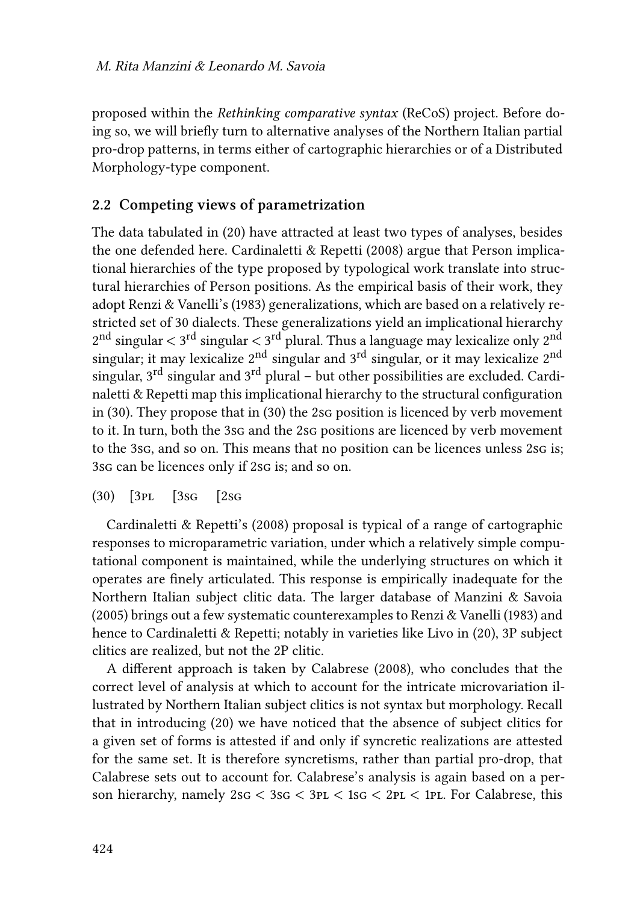proposed within the *Rethinking comparative syntax* (ReCoS) project. Before doing so, we will briefly turn to alternative analyses of the Northern Italian partial pro-drop patterns, in terms either of cartographic hierarchies or of a Distributed Morphology-type component.

## 2.2 Competing views of parametrization

The data tabulated in (20) have attracted at least two types of analyses, besides the one defended here. Cardinaletti & Repetti (2008) argue that Person implicational hierarchies of the type proposed by typological work translate into structural hierarchies of Person positions. As the empirical basis of their work, they adopt Renzi & Vanelli's (1983) generalizations, which are based on a relatively restricted set of 30 dialects. These generalizations yield an implicational hierarchy $2^{nd}$ singular < $3^{rd}$ singular < $3^{rd}$ plural. Thus a language may lexicalize only $2^{nd}$ singular; it may lexicalize $2^{nd}$ singular and $3^{rd}$ singular, or it may lexicalize $2^{nd}$ singular, $3^{rd}$ singular and $3^{rd}$ plural – but other possibilities are excluded. Cardinaletti & Repetti map this implicational hierarchy to the structural configuration in (30). They propose that in (30) the 2sg position is licenced by verb movement to it. In turn, both the 3sg and the 2sg positions are licenced by verb movement to the 3sg, and so on. This means that no position can be licences unless 2sg is; 3sg can be licences only if 2sg is; and so on.

(30) [3pl [3sg [2sg

Cardinaletti & Repetti's (2008) proposal is typical of a range of cartographic responses to microparametric variation, under which a relatively simple computational component is maintained, while the underlying structures on which it operates are finely articulated. This response is empirically inadequate for the Northern Italian subject clitic data. The larger database of Manzini & Savoia (2005) brings out a few systematic counterexamples to Renzi & Vanelli (1983) and hence to Cardinaletti & Repetti; notably in varieties like Livo in (20), 3P subject clitics are realized, but not the 2P clitic.

A different approach is taken by Calabrese (2008), who concludes that the correct level of analysis at which to account for the intricate microvariation illustrated by Northern Italian subject clitics is not syntax but morphology. Recall that in introducing (20) we have noticed that the absence of subject clitics for a given set of forms is attested if and only if syncretic realizations are attested for the same set. It is therefore syncretisms, rather than partial pro-drop, that Calabrese sets out to account for. Calabrese's analysis is again based on a person hierarchy, namely 2sg < 3sg < 3pl < 1sg < 2pl < 1pl. For Calabrese, this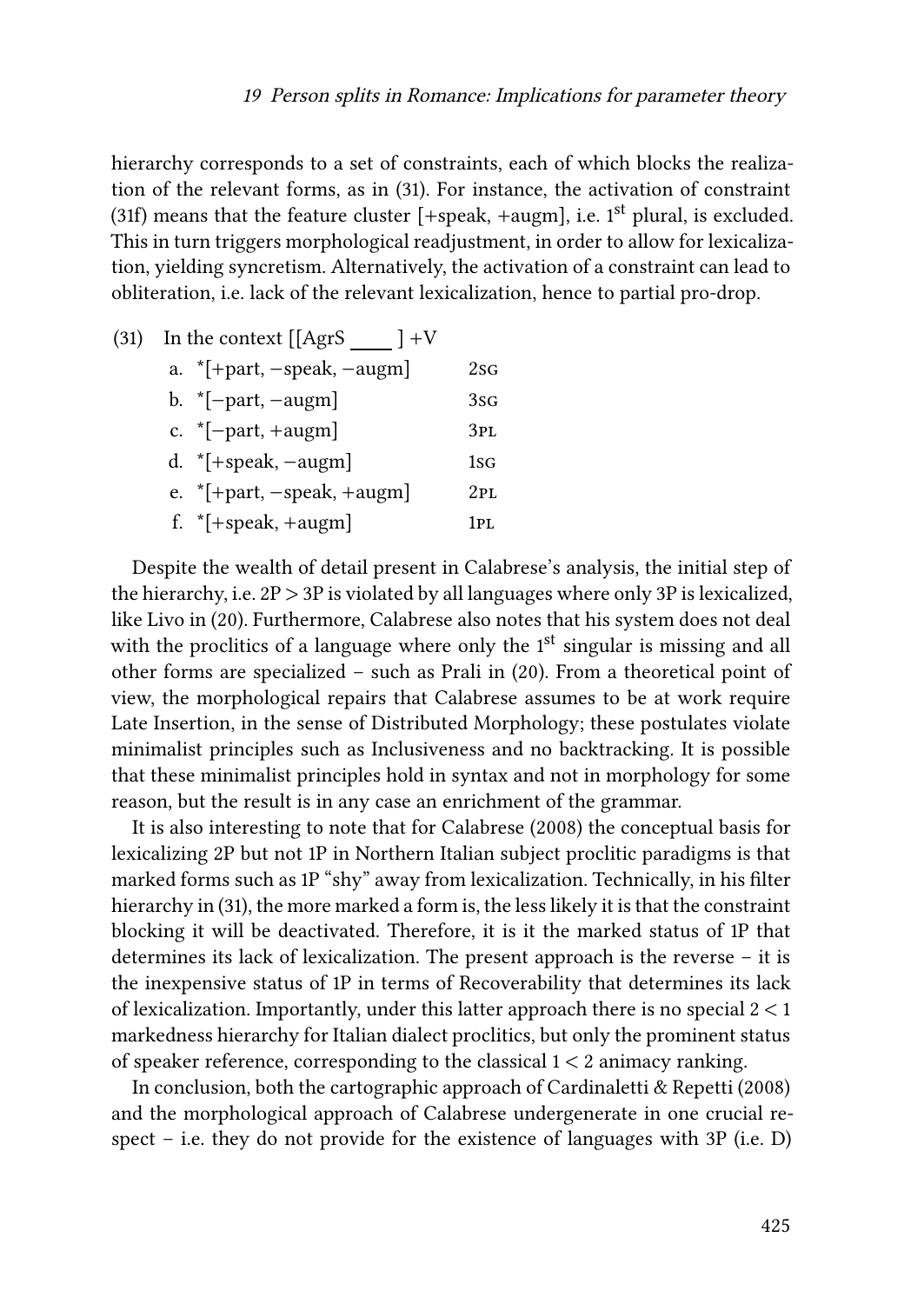hierarchy corresponds to a set of constraints, each of which blocks the realization of the relevant forms, as in (31). For instance, the activation of constraint (31f) means that the feature cluster [+speak, +augm], i.e. 1st plural, is excluded. This in turn triggers morphological readjustment, in order to allow for lexicalization, yielding syncretism. Alternatively, the activation of a constraint can lead to obliteration, i.e. lack of the relevant lexicalization, hence to partial pro-drop.

(31) In the context [[AgrS ____ ] +V
  a. *[+part, −speak, −augm]   2sg
  b. *[−part, −augm]   3sg
  c. *[−part, +augm]   3pl
  d. *[+speak, −augm]   1sg
  e. *[+part, −speak, +augm]   2pl
  f. *[+speak, +augm]   1pl

Despite the wealth of detail present in Calabrese's analysis, the initial step of the hierarchy, i.e. 2P > 3P is violated by all languages where only 3P is lexicalized, like Livo in (20). Furthermore, Calabrese also notes that his system does not deal with the proclitics of a language where only the 1st singular is missing and all other forms are specialized – such as Prali in (20). From a theoretical point of view, the morphological repairs that Calabrese assumes to be at work require Late Insertion, in the sense of Distributed Morphology; these postulates violate minimalist principles such as Inclusiveness and no backtracking. It is possible that these minimalist principles hold in syntax and not in morphology for some reason, but the result is in any case an enrichment of the grammar.

It is also interesting to note that for Calabrese (2008) the conceptual basis for lexicalizing 2P but not 1P in Northern Italian subject proclitic paradigms is that marked forms such as 1P "shy" away from lexicalization. Technically, in his filter hierarchy in (31), the more marked a form is, the less likely it is that the constraint blocking it will be deactivated. Therefore, it is it the marked status of 1P that determines its lack of lexicalization. The present approach is the reverse – it is the inexpensive status of 1P in terms of Recoverability that determines its lack of lexicalization. Importantly, under this latter approach there is no special 2 < 1 markedness hierarchy for Italian dialect proclitics, but only the prominent status of speaker reference, corresponding to the classical 1 < 2 animacy ranking.

In conclusion, both the cartographic approach of Cardinaletti & Repetti (2008) and the morphological approach of Calabrese undergenerate in one crucial respect – i.e. they do not provide for the existence of languages with 3P (i.e. D)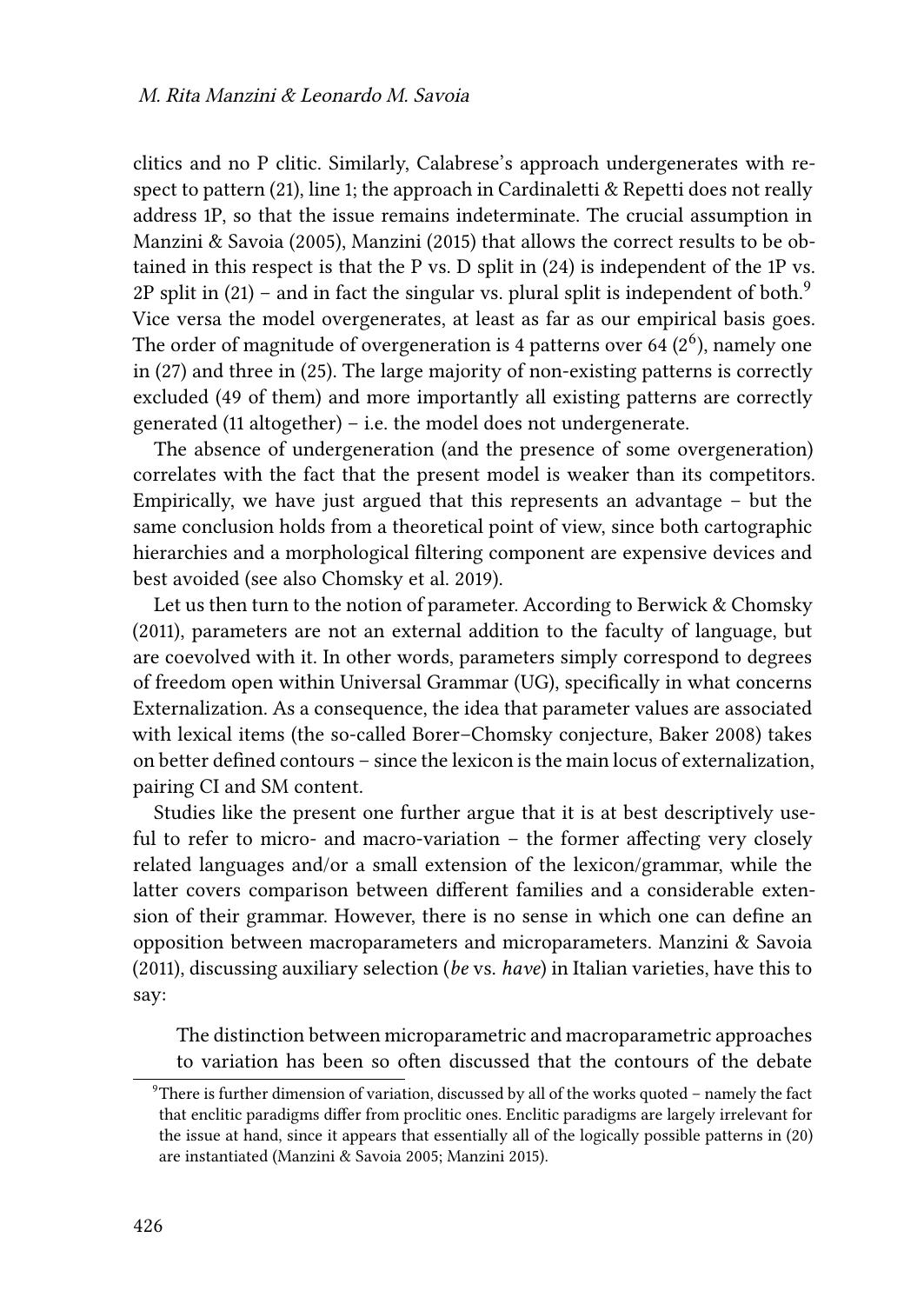clitics and no P clitic. Similarly, Calabrese's approach undergenerates with respect to pattern (21), line 1; the approach in Cardinaletti & Repetti does not really address 1P, so that the issue remains indeterminate. The crucial assumption in Manzini & Savoia (2005), Manzini (2015) that allows the correct results to be obtained in this respect is that the P vs. D split in (24) is independent of the 1P vs. 2P split in (21) – and in fact the singular vs. plural split is independent of both.[9] Vice versa the model overgenerates, at least as far as our empirical basis goes. The order of magnitude of overgeneration is 4 patterns over 64 ($2^6$), namely one in (27) and three in (25). The large majority of non-existing patterns is correctly excluded (49 of them) and more importantly all existing patterns are correctly generated (11 altogether) – i.e. the model does not undergenerate.

The absence of undergeneration (and the presence of some overgeneration) correlates with the fact that the present model is weaker than its competitors. Empirically, we have just argued that this represents an advantage – but the same conclusion holds from a theoretical point of view, since both cartographic hierarchies and a morphological filtering component are expensive devices and best avoided (see also Chomsky et al. 2019).

Let us then turn to the notion of parameter. According to Berwick & Chomsky (2011), parameters are not an external addition to the faculty of language, but are coevolved with it. In other words, parameters simply correspond to degrees of freedom open within Universal Grammar (UG), specifically in what concerns Externalization. As a consequence, the idea that parameter values are associated with lexical items (the so-called Borer–Chomsky conjecture, Baker 2008) takes on better defined contours – since the lexicon is the main locus of externalization, pairing CI and SM content.

Studies like the present one further argue that it is at best descriptively useful to refer to micro- and macro-variation – the former affecting very closely related languages and/or a small extension of the lexicon/grammar, while the latter covers comparison between different families and a considerable extension of their grammar. However, there is no sense in which one can define an opposition between macroparameters and microparameters. Manzini & Savoia (2011), discussing auxiliary selection (*be* vs. *have*) in Italian varieties, have this to say:

> The distinction between microparametric and macroparametric approaches to variation has been so often discussed that the contours of the debate

[9] There is further dimension of variation, discussed by all of the works quoted – namely the fact that enclitic paradigms differ from proclitic ones. Enclitic paradigms are largely irrelevant for the issue at hand, since it appears that essentially all of the logically possible patterns in (20) are instantiated (Manzini & Savoia 2005; Manzini 2015).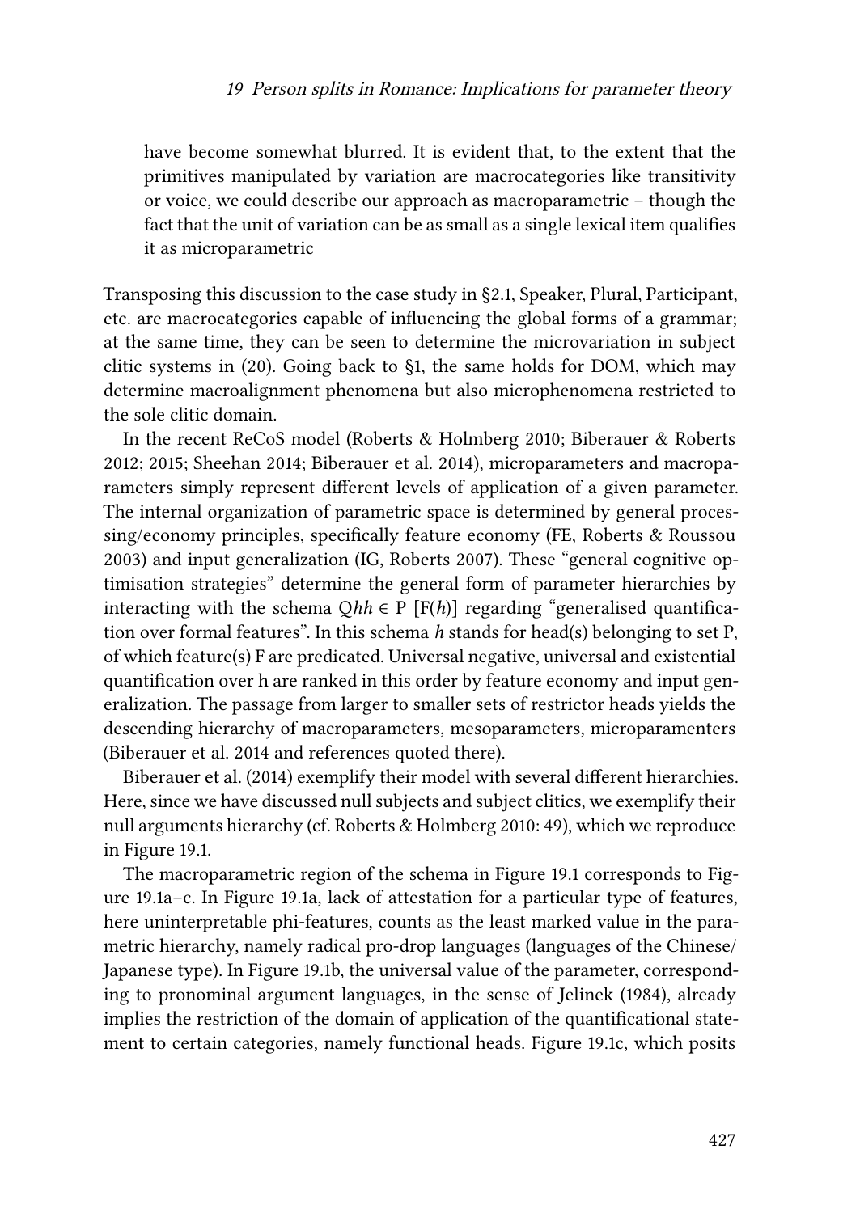have become somewhat blurred. It is evident that, to the extent that the primitives manipulated by variation are macrocategories like transitivity or voice, we could describe our approach as macroparametric – though the fact that the unit of variation can be as small as a single lexical item qualifies it as microparametric

Transposing this discussion to the case study in §2.1, Speaker, Plural, Participant, etc. are macrocategories capable of influencing the global forms of a grammar; at the same time, they can be seen to determine the microvariation in subject clitic systems in (20). Going back to §1, the same holds for DOM, which may determine macroalignment phenomena but also microphenomena restricted to the sole clitic domain.

In the recent ReCoS model (Roberts & Holmberg 2010; Biberauer & Roberts 2012; 2015; Sheehan 2014; Biberauer et al. 2014), microparameters and macroparameters simply represent different levels of application of a given parameter. The internal organization of parametric space is determined by general processing/economy principles, specifically feature economy (FE, Roberts & Roussou 2003) and input generalization (IG, Roberts 2007). These "general cognitive optimisation strategies" determine the general form of parameter hierarchies by interacting with the schema $Qhh \in P\ [F(h)]$ regarding "generalised quantification over formal features". In this schema *h* stands for head(s) belonging to set P, of which feature(s) F are predicated. Universal negative, universal and existential quantification over h are ranked in this order by feature economy and input generalization. The passage from larger to smaller sets of restrictor heads yields the descending hierarchy of macroparameters, mesoparameters, microparamenters (Biberauer et al. 2014 and references quoted there).

Biberauer et al. (2014) exemplify their model with several different hierarchies. Here, since we have discussed null subjects and subject clitics, we exemplify their null arguments hierarchy (cf. Roberts & Holmberg 2010: 49), which we reproduce in Figure 19.1.

The macroparametric region of the schema in Figure 19.1 corresponds to Figure 19.1a–c. In Figure 19.1a, lack of attestation for a particular type of features, here uninterpretable phi-features, counts as the least marked value in the parametric hierarchy, namely radical pro-drop languages (languages of the Chinese/ Japanese type). In Figure 19.1b, the universal value of the parameter, corresponding to pronominal argument languages, in the sense of Jelinek (1984), already implies the restriction of the domain of application of the quantificational statement to certain categories, namely functional heads. Figure 19.1c, which posits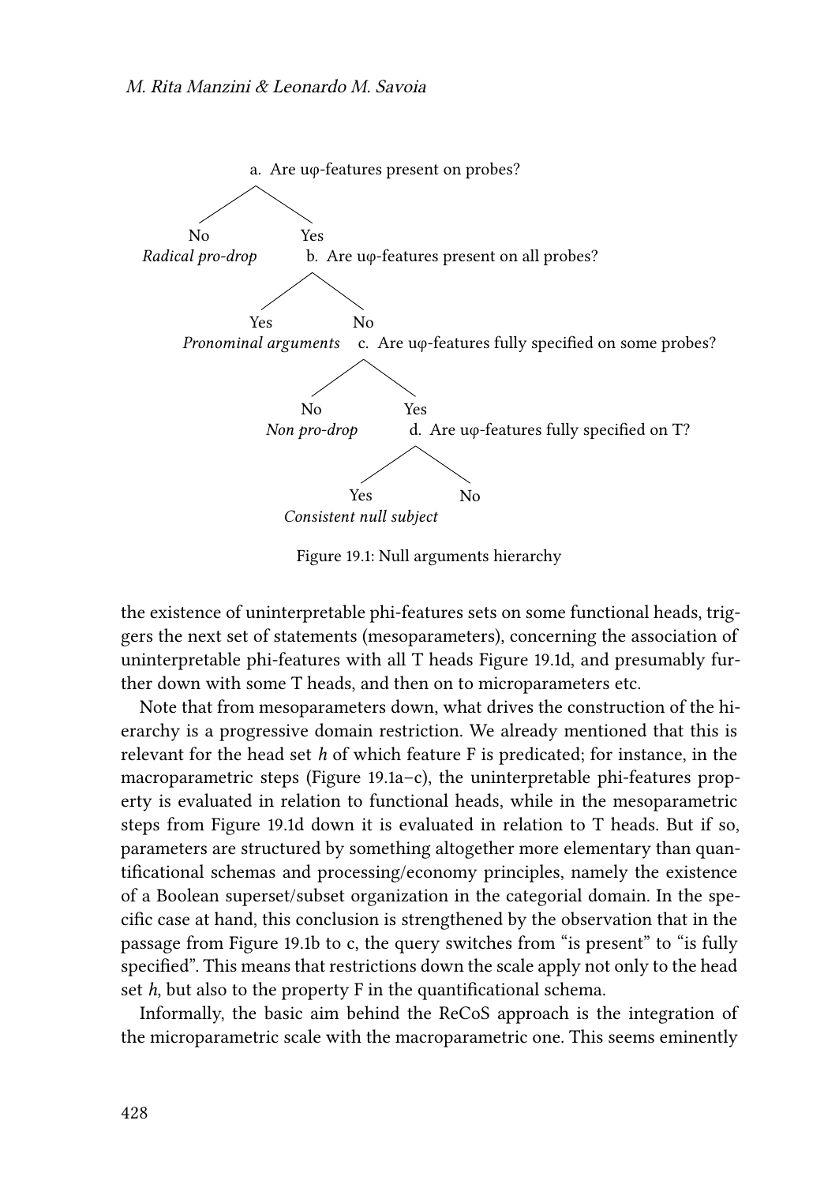a. Are uφ-features present on probes?

- No — *Radical pro-drop*
- Yes — b. Are uφ-features present on all probes?
  - Yes — *Pronominal arguments*
  - No — c. Are uφ-features fully specified on some probes?
    - No — *Non pro-drop*
    - Yes — d. Are uφ-features fully specified on T?
      - Yes — *Consistent null subject*
      - No

Figure 19.1: Null arguments hierarchy

the existence of uninterpretable phi-features sets on some functional heads, triggers the next set of statements (mesoparameters), concerning the association of uninterpretable phi-features with all T heads Figure 19.1d, and presumably further down with some T heads, and then on to microparameters etc.

Note that from mesoparameters down, what drives the construction of the hierarchy is a progressive domain restriction. We already mentioned that this is relevant for the head set *h* of which feature F is predicated; for instance, in the macroparametric steps (Figure 19.1a–c), the uninterpretable phi-features property is evaluated in relation to functional heads, while in the mesoparametric steps from Figure 19.1d down it is evaluated in relation to T heads. But if so, parameters are structured by something altogether more elementary than quantificational schemas and processing/economy principles, namely the existence of a Boolean superset/subset organization in the categorial domain. In the specific case at hand, this conclusion is strengthened by the observation that in the passage from Figure 19.1b to c, the query switches from "is present" to "is fully specified". This means that restrictions down the scale apply not only to the head set *h*, but also to the property F in the quantificational schema.

Informally, the basic aim behind the ReCoS approach is the integration of the microparametric scale with the macroparametric one. This seems eminently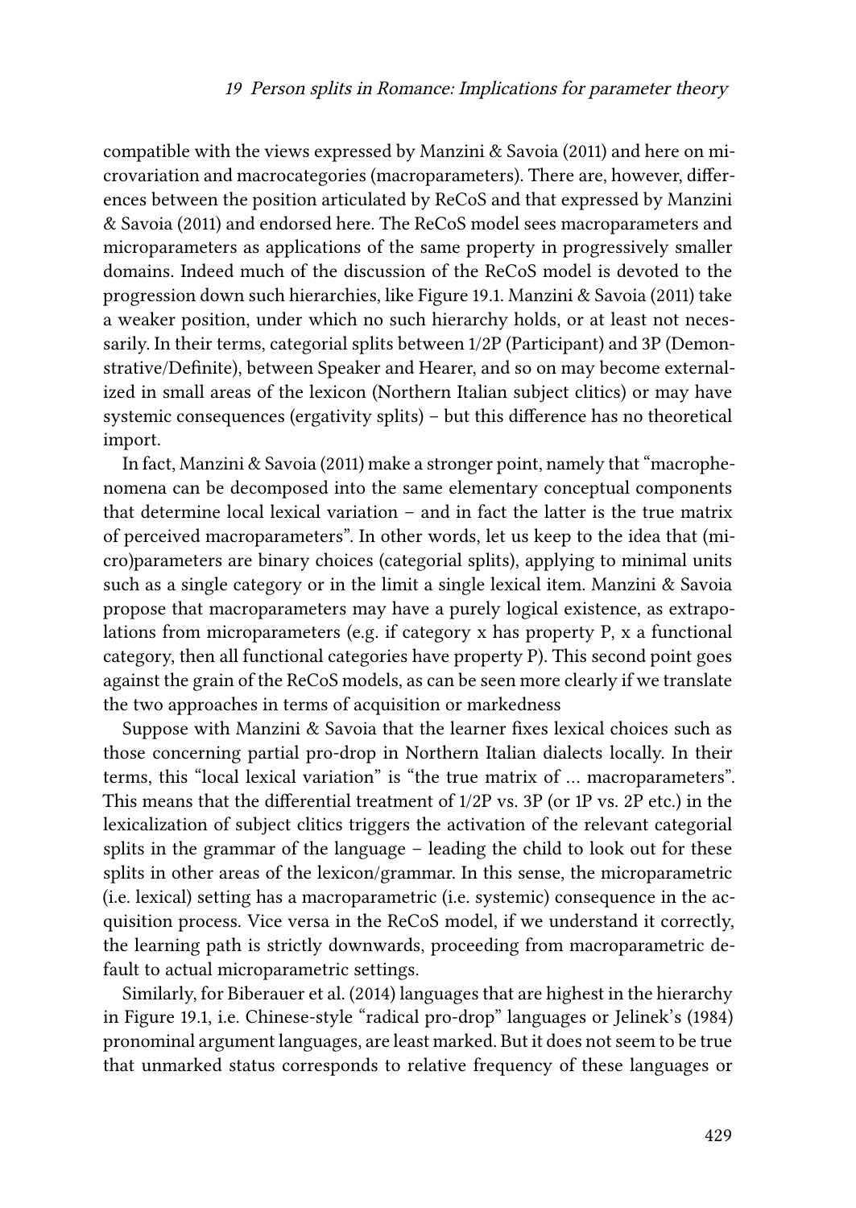compatible with the views expressed by Manzini & Savoia (2011) and here on microvariation and macrocategories (macroparameters). There are, however, differences between the position articulated by ReCoS and that expressed by Manzini & Savoia (2011) and endorsed here. The ReCoS model sees macroparameters and microparameters as applications of the same property in progressively smaller domains. Indeed much of the discussion of the ReCoS model is devoted to the progression down such hierarchies, like Figure 19.1. Manzini & Savoia (2011) take a weaker position, under which no such hierarchy holds, or at least not necessarily. In their terms, categorial splits between 1/2P (Participant) and 3P (Demonstrative/Definite), between Speaker and Hearer, and so on may become externalized in small areas of the lexicon (Northern Italian subject clitics) or may have systemic consequences (ergativity splits) – but this difference has no theoretical import.

In fact, Manzini & Savoia (2011) make a stronger point, namely that "macrophenomena can be decomposed into the same elementary conceptual components that determine local lexical variation – and in fact the latter is the true matrix of perceived macroparameters". In other words, let us keep to the idea that (micro)parameters are binary choices (categorial splits), applying to minimal units such as a single category or in the limit a single lexical item. Manzini & Savoia propose that macroparameters may have a purely logical existence, as extrapolations from microparameters (e.g. if category x has property P, x a functional category, then all functional categories have property P). This second point goes against the grain of the ReCoS models, as can be seen more clearly if we translate the two approaches in terms of acquisition or markedness

Suppose with Manzini & Savoia that the learner fixes lexical choices such as those concerning partial pro-drop in Northern Italian dialects locally. In their terms, this "local lexical variation" is "the true matrix of … macroparameters". This means that the differential treatment of 1/2P vs. 3P (or 1P vs. 2P etc.) in the lexicalization of subject clitics triggers the activation of the relevant categorial splits in the grammar of the language – leading the child to look out for these splits in other areas of the lexicon/grammar. In this sense, the microparametric (i.e. lexical) setting has a macroparametric (i.e. systemic) consequence in the acquisition process. Vice versa in the ReCoS model, if we understand it correctly, the learning path is strictly downwards, proceeding from macroparametric default to actual microparametric settings.

Similarly, for Biberauer et al. (2014) languages that are highest in the hierarchy in Figure 19.1, i.e. Chinese-style "radical pro-drop" languages or Jelinek's (1984) pronominal argument languages, are least marked. But it does not seem to be true that unmarked status corresponds to relative frequency of these languages or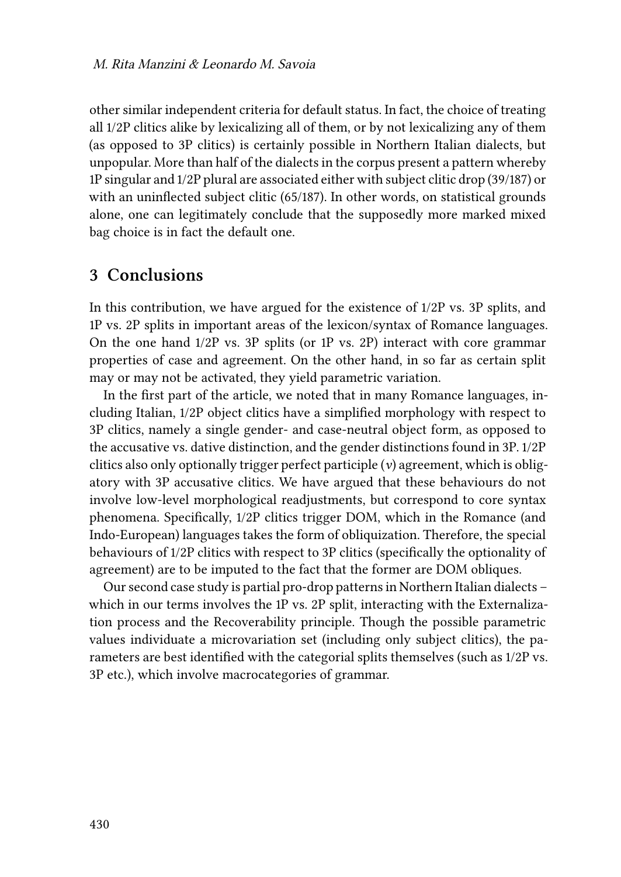other similar independent criteria for default status. In fact, the choice of treating all 1/2P clitics alike by lexicalizing all of them, or by not lexicalizing any of them (as opposed to 3P clitics) is certainly possible in Northern Italian dialects, but unpopular. More than half of the dialects in the corpus present a pattern whereby 1P singular and 1/2P plural are associated either with subject clitic drop (39/187) or with an uninflected subject clitic (65/187). In other words, on statistical grounds alone, one can legitimately conclude that the supposedly more marked mixed bag choice is in fact the default one.

## 3 Conclusions

In this contribution, we have argued for the existence of 1/2P vs. 3P splits, and 1P vs. 2P splits in important areas of the lexicon/syntax of Romance languages. On the one hand 1/2P vs. 3P splits (or 1P vs. 2P) interact with core grammar properties of case and agreement. On the other hand, in so far as certain split may or may not be activated, they yield parametric variation.

In the first part of the article, we noted that in many Romance languages, including Italian, 1/2P object clitics have a simplified morphology with respect to 3P clitics, namely a single gender- and case-neutral object form, as opposed to the accusative vs. dative distinction, and the gender distinctions found in 3P. 1/2P clitics also only optionally trigger perfect participle (*v*) agreement, which is obligatory with 3P accusative clitics. We have argued that these behaviours do not involve low-level morphological readjustments, but correspond to core syntax phenomena. Specifically, 1/2P clitics trigger DOM, which in the Romance (and Indo-European) languages takes the form of obliquization. Therefore, the special behaviours of 1/2P clitics with respect to 3P clitics (specifically the optionality of agreement) are to be imputed to the fact that the former are DOM obliques.

Our second case study is partial pro-drop patterns in Northern Italian dialects – which in our terms involves the 1P vs. 2P split, interacting with the Externalization process and the Recoverability principle. Though the possible parametric values individuate a microvariation set (including only subject clitics), the parameters are best identified with the categorial splits themselves (such as 1/2P vs. 3P etc.), which involve macrocategories of grammar.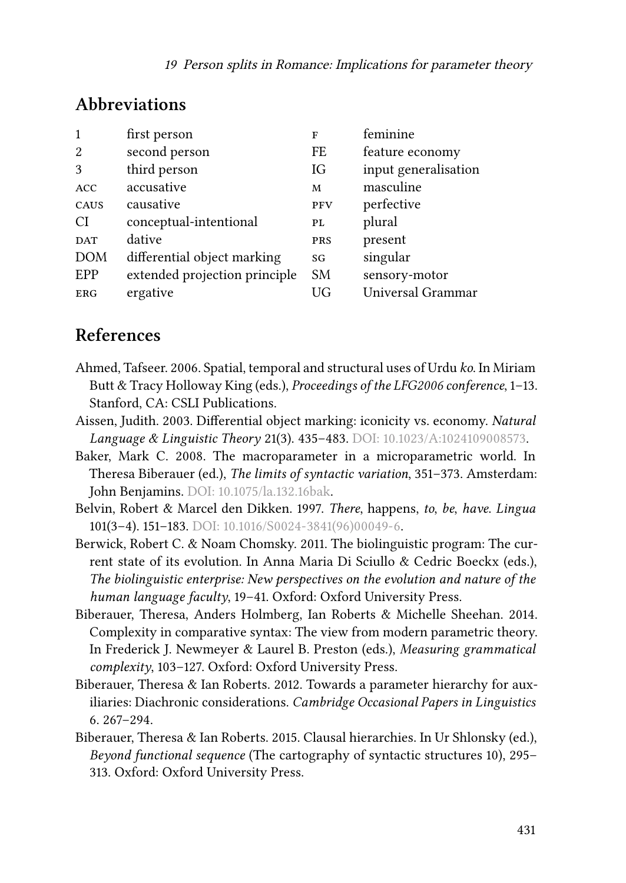## Abbreviations

| | | | |
|---|---|---|---|
| 1 | first person | F | feminine |
| 2 | second person | FE | feature economy |
| 3 | third person | IG | input generalisation |
| ACC | accusative | M | masculine |
| CAUS | causative | PFV | perfective |
| CI | conceptual-intentional | PL | plural |
| DAT | dative | PRS | present |
| DOM | differential object marking | SG | singular |
| EPP | extended projection principle | SM | sensory-motor |
| ERG | ergative | UG | Universal Grammar |

## References

Ahmed, Tafseer. 2006. Spatial, temporal and structural uses of Urdu *ko*. In Miriam Butt & Tracy Holloway King (eds.), *Proceedings of the LFG2006 conference*, 1–13. Stanford, CA: CSLI Publications.

Aissen, Judith. 2003. Differential object marking: iconicity vs. economy. *Natural Language & Linguistic Theory* 21(3). 435–483. DOI: 10.1023/A:1024109008573.

Baker, Mark C. 2008. The macroparameter in a microparametric world. In Theresa Biberauer (ed.), *The limits of syntactic variation*, 351–373. Amsterdam: John Benjamins. DOI: 10.1075/la.132.16bak.

Belvin, Robert & Marcel den Dikken. 1997. *There*, happens, *to*, *be*, *have*. *Lingua* 101(3–4). 151–183. DOI: 10.1016/S0024-3841(96)00049-6.

Berwick, Robert C. & Noam Chomsky. 2011. The biolinguistic program: The current state of its evolution. In Anna Maria Di Sciullo & Cedric Boeckx (eds.), *The biolinguistic enterprise: New perspectives on the evolution and nature of the human language faculty*, 19–41. Oxford: Oxford University Press.

Biberauer, Theresa, Anders Holmberg, Ian Roberts & Michelle Sheehan. 2014. Complexity in comparative syntax: The view from modern parametric theory. In Frederick J. Newmeyer & Laurel B. Preston (eds.), *Measuring grammatical complexity*, 103–127. Oxford: Oxford University Press.

Biberauer, Theresa & Ian Roberts. 2012. Towards a parameter hierarchy for auxiliaries: Diachronic considerations. *Cambridge Occasional Papers in Linguistics* 6. 267–294.

Biberauer, Theresa & Ian Roberts. 2015. Clausal hierarchies. In Ur Shlonsky (ed.), *Beyond functional sequence* (The cartography of syntactic structures 10), 295–313. Oxford: Oxford University Press.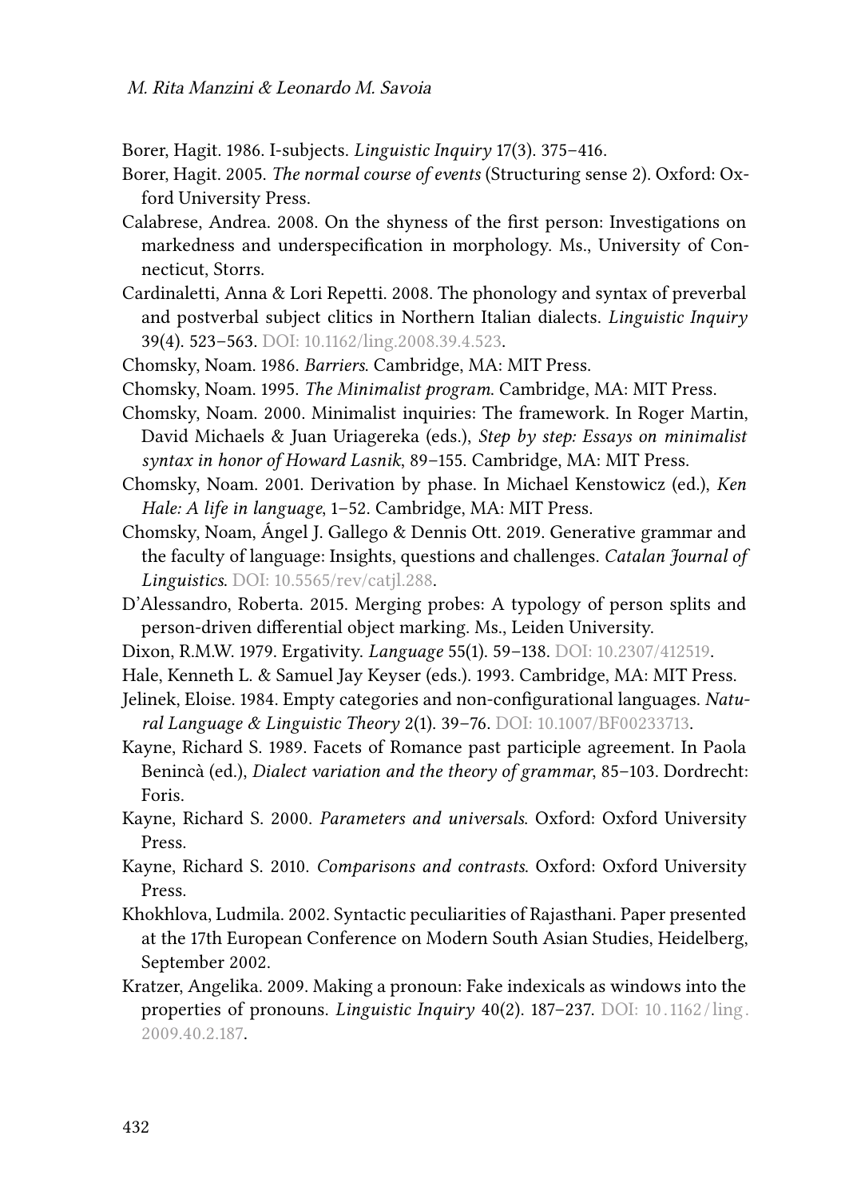Borer, Hagit. 1986. I-subjects. *Linguistic Inquiry* 17(3). 375–416.

Borer, Hagit. 2005. *The normal course of events* (Structuring sense 2). Oxford: Oxford University Press.

Calabrese, Andrea. 2008. On the shyness of the first person: Investigations on markedness and underspecification in morphology. Ms., University of Connecticut, Storrs.

Cardinaletti, Anna & Lori Repetti. 2008. The phonology and syntax of preverbal and postverbal subject clitics in Northern Italian dialects. *Linguistic Inquiry* 39(4). 523–563. DOI: 10.1162/ling.2008.39.4.523.

Chomsky, Noam. 1986. *Barriers*. Cambridge, MA: MIT Press.

Chomsky, Noam. 1995. *The Minimalist program*. Cambridge, MA: MIT Press.

Chomsky, Noam. 2000. Minimalist inquiries: The framework. In Roger Martin, David Michaels & Juan Uriagereka (eds.), *Step by step: Essays on minimalist syntax in honor of Howard Lasnik*, 89–155. Cambridge, MA: MIT Press.

Chomsky, Noam. 2001. Derivation by phase. In Michael Kenstowicz (ed.), *Ken Hale: A life in language*, 1–52. Cambridge, MA: MIT Press.

Chomsky, Noam, Ángel J. Gallego & Dennis Ott. 2019. Generative grammar and the faculty of language: Insights, questions and challenges. *Catalan Journal of Linguistics*. DOI: 10.5565/rev/catjl.288.

D'Alessandro, Roberta. 2015. Merging probes: A typology of person splits and person-driven differential object marking. Ms., Leiden University.

Dixon, R.M.W. 1979. Ergativity. *Language* 55(1). 59–138. DOI: 10.2307/412519.

Hale, Kenneth L. & Samuel Jay Keyser (eds.). 1993. Cambridge, MA: MIT Press.

Jelinek, Eloise. 1984. Empty categories and non-configurational languages. *Natural Language & Linguistic Theory* 2(1). 39–76. DOI: 10.1007/BF00233713.

Kayne, Richard S. 1989. Facets of Romance past participle agreement. In Paola Benincà (ed.), *Dialect variation and the theory of grammar*, 85–103. Dordrecht: Foris.

Kayne, Richard S. 2000. *Parameters and universals*. Oxford: Oxford University Press.

Kayne, Richard S. 2010. *Comparisons and contrasts*. Oxford: Oxford University Press.

Khokhlova, Ludmila. 2002. Syntactic peculiarities of Rajasthani. Paper presented at the 17th European Conference on Modern South Asian Studies, Heidelberg, September 2002.

Kratzer, Angelika. 2009. Making a pronoun: Fake indexicals as windows into the properties of pronouns. *Linguistic Inquiry* 40(2). 187–237. DOI: 10.1162/ling.2009.40.2.187.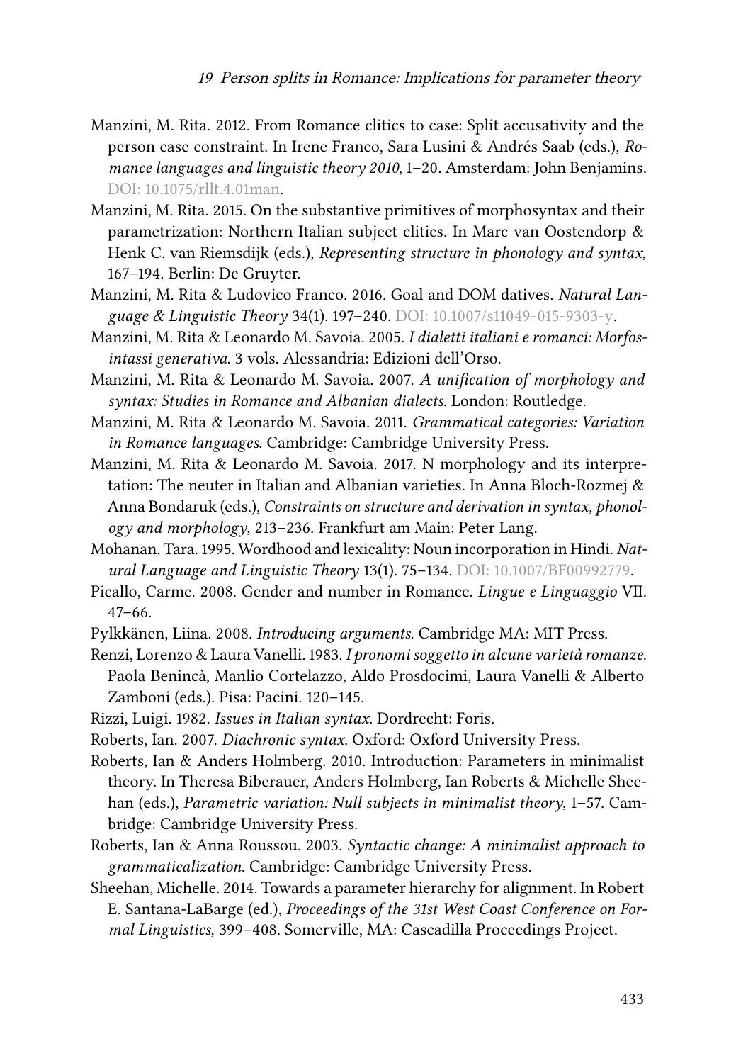Manzini, M. Rita. 2012. From Romance clitics to case: Split accusativity and the person case constraint. In Irene Franco, Sara Lusini & Andrés Saab (eds.), *Romance languages and linguistic theory 2010*, 1–20. Amsterdam: John Benjamins. DOI: 10.1075/rllt.4.01man.

Manzini, M. Rita. 2015. On the substantive primitives of morphosyntax and their parametrization: Northern Italian subject clitics. In Marc van Oostendorp & Henk C. van Riemsdijk (eds.), *Representing structure in phonology and syntax*, 167–194. Berlin: De Gruyter.

Manzini, M. Rita & Ludovico Franco. 2016. Goal and DOM datives. *Natural Language & Linguistic Theory* 34(1). 197–240. DOI: 10.1007/s11049-015-9303-y.

Manzini, M. Rita & Leonardo M. Savoia. 2005. *I dialetti italiani e romanci: Morfosintassi generativa*. 3 vols. Alessandria: Edizioni dell'Orso.

Manzini, M. Rita & Leonardo M. Savoia. 2007. *A unification of morphology and syntax: Studies in Romance and Albanian dialects*. London: Routledge.

Manzini, M. Rita & Leonardo M. Savoia. 2011. *Grammatical categories: Variation in Romance languages*. Cambridge: Cambridge University Press.

Manzini, M. Rita & Leonardo M. Savoia. 2017. N morphology and its interpretation: The neuter in Italian and Albanian varieties. In Anna Bloch-Rozmej & Anna Bondaruk (eds.), *Constraints on structure and derivation in syntax, phonology and morphology*, 213–236. Frankfurt am Main: Peter Lang.

Mohanan, Tara. 1995. Wordhood and lexicality: Noun incorporation in Hindi. *Natural Language and Linguistic Theory* 13(1). 75–134. DOI: 10.1007/BF00992779.

Picallo, Carme. 2008. Gender and number in Romance. *Lingue e Linguaggio* VII. 47–66.

Pylkkänen, Liina. 2008. *Introducing arguments*. Cambridge MA: MIT Press.

Renzi, Lorenzo & Laura Vanelli. 1983. *I pronomi soggetto in alcune varietà romanze*. Paola Benincà, Manlio Cortelazzo, Aldo Prosdocimi, Laura Vanelli & Alberto Zamboni (eds.). Pisa: Pacini. 120–145.

Rizzi, Luigi. 1982. *Issues in Italian syntax*. Dordrecht: Foris.

Roberts, Ian. 2007. *Diachronic syntax*. Oxford: Oxford University Press.

Roberts, Ian & Anders Holmberg. 2010. Introduction: Parameters in minimalist theory. In Theresa Biberauer, Anders Holmberg, Ian Roberts & Michelle Sheehan (eds.), *Parametric variation: Null subjects in minimalist theory*, 1–57. Cambridge: Cambridge University Press.

Roberts, Ian & Anna Roussou. 2003. *Syntactic change: A minimalist approach to grammaticalization*. Cambridge: Cambridge University Press.

Sheehan, Michelle. 2014. Towards a parameter hierarchy for alignment. In Robert E. Santana-LaBarge (ed.), *Proceedings of the 31st West Coast Conference on Formal Linguistics*, 399–408. Somerville, MA: Cascadilla Proceedings Project.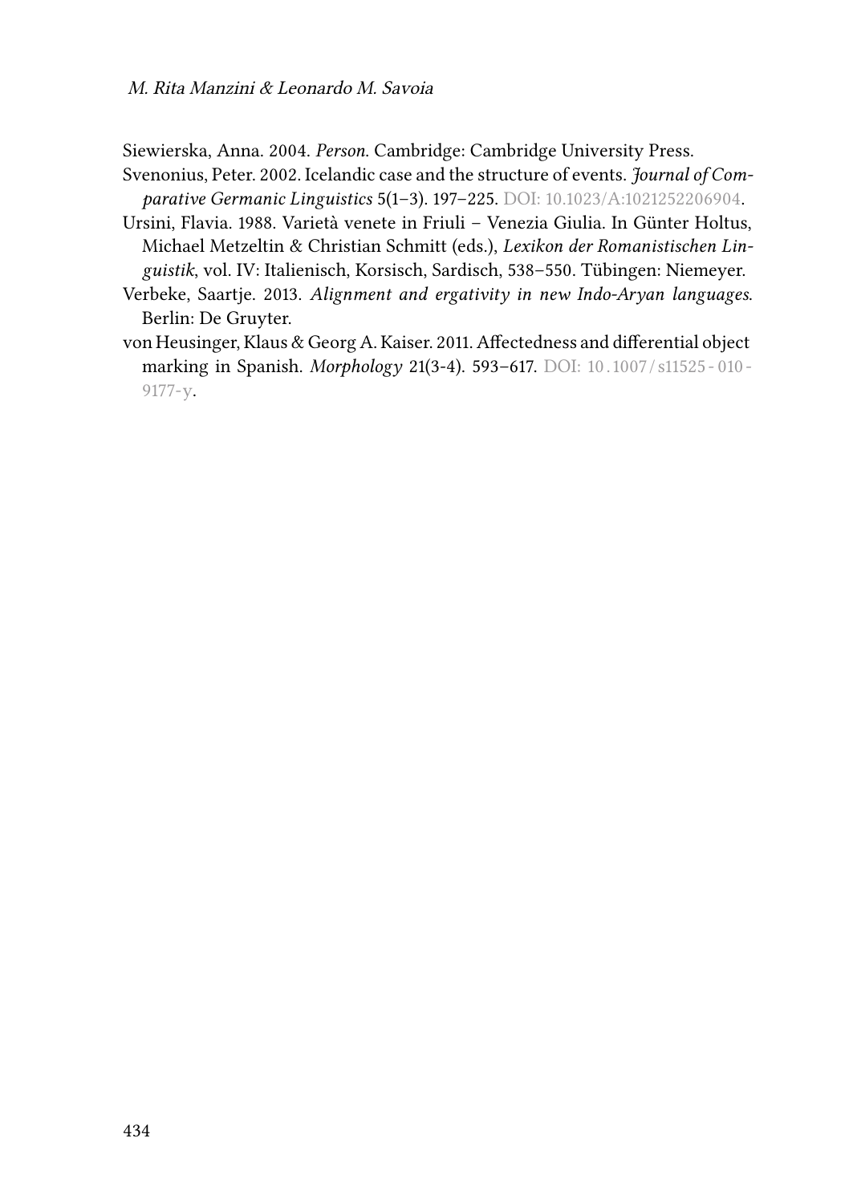Siewierska, Anna. 2004. *Person*. Cambridge: Cambridge University Press.

Svenonius, Peter. 2002. Icelandic case and the structure of events. *Journal of Comparative Germanic Linguistics* 5(1–3). 197–225. DOI: 10.1023/A:1021252206904.

Ursini, Flavia. 1988. Varietà venete in Friuli – Venezia Giulia. In Günter Holtus, Michael Metzeltin & Christian Schmitt (eds.), *Lexikon der Romanistischen Linguistik*, vol. IV: Italienisch, Korsisch, Sardisch, 538–550. Tübingen: Niemeyer.

Verbeke, Saartje. 2013. *Alignment and ergativity in new Indo-Aryan languages.* Berlin: De Gruyter.

von Heusinger, Klaus & Georg A. Kaiser. 2011. Affectedness and differential object marking in Spanish. *Morphology* 21(3-4). 593–617. DOI: 10.1007/s11525-010-9177-y.